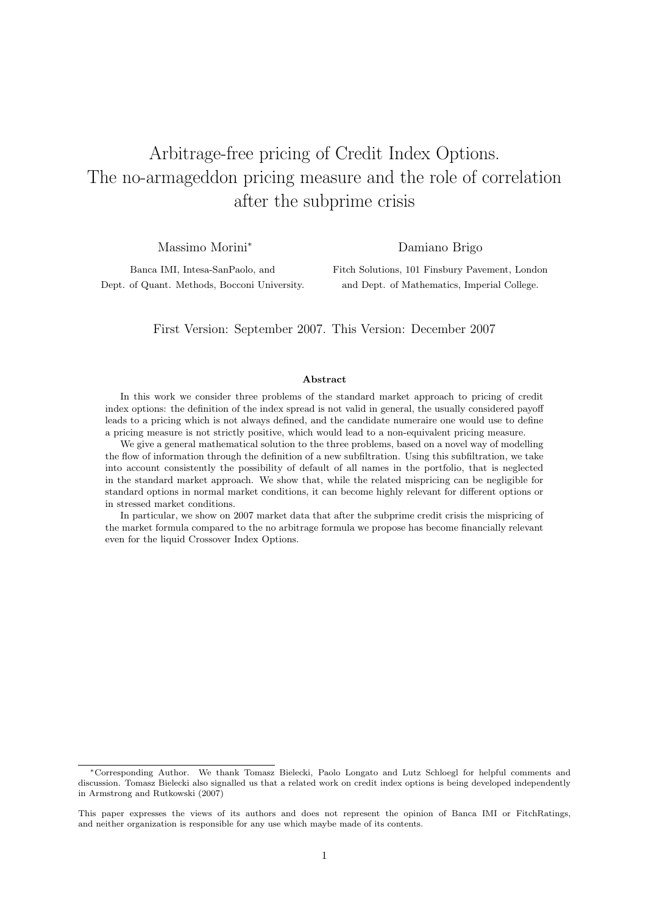# Arbitrage-free pricing of Credit Index Options. The no-armageddon pricing measure and the role of correlation after the subprime crisis

Massimo Morini*

Banca IMI, Intesa-SanPaolo, and
Dept. of Quant. Methods, Bocconi University.

Damiano Brigo

Fitch Solutions, 101 Finsbury Pavement, London
and Dept. of Mathematics, Imperial College.

First Version: September 2007. This Version: December 2007

**Abstract**

In this work we consider three problems of the standard market approach to pricing of credit index options: the definition of the index spread is not valid in general, the usually considered payoff leads to a pricing which is not always defined, and the candidate numeraire one would use to define a pricing measure is not strictly positive, which would lead to a non-equivalent pricing measure.

We give a general mathematical solution to the three problems, based on a novel way of modelling the flow of information through the definition of a new subfiltration. Using this subfiltration, we take into account consistently the possibility of default of all names in the portfolio, that is neglected in the standard market approach. We show that, while the related mispricing can be negligible for standard options in normal market conditions, it can become highly relevant for different options or in stressed market conditions.

In particular, we show on 2007 market data that after the subprime credit crisis the mispricing of the market formula compared to the no arbitrage formula we propose has become financially relevant even for the liquid Crossover Index Options.

---

*Corresponding Author. We thank Tomasz Bielecki, Paolo Longato and Lutz Schloegl for helpful comments and discussion. Tomasz Bielecki also signalled us that a related work on credit index options is being developed independently in Armstrong and Rutkowski (2007)

This paper expresses the views of its authors and does not represent the opinion of Banca IMI or FitchRatings, and neither organization is responsible for any use which maybe made of its contents.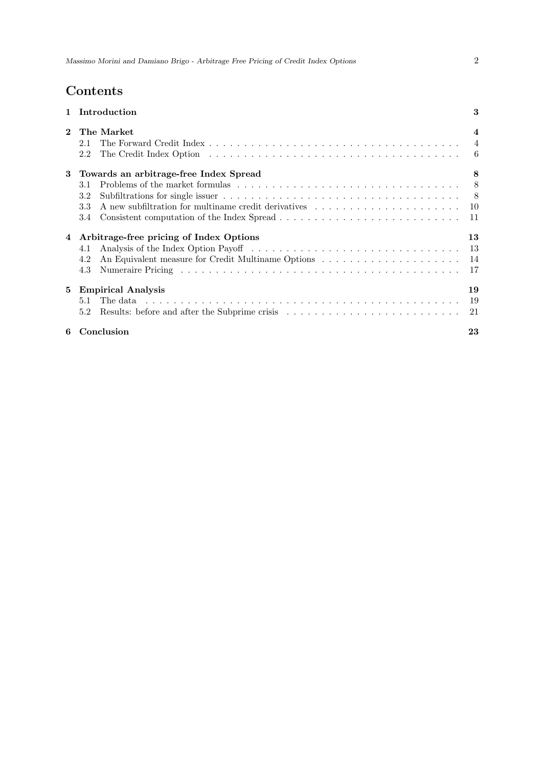# Contents

| | | |
|---|---|---|
| **1** | **Introduction** | **3** |
| **2** | **The Market** | **4** |
| | 2.1 The Forward Credit Index | 4 |
| | 2.2 The Credit Index Option | 6 |
| **3** | **Towards an arbitrage-free Index Spread** | **8** |
| | 3.1 Problems of the market formulas | 8 |
| | 3.2 Subfiltrations for single issuer | 8 |
| | 3.3 A new subfiltration for multiname credit derivatives | 10 |
| | 3.4 Consistent computation of the Index Spread | 11 |
| **4** | **Arbitrage-free pricing of Index Options** | **13** |
| | 4.1 Analysis of the Index Option Payoff | 13 |
| | 4.2 An Equivalent measure for Credit Multiname Options | 14 |
| | 4.3 Numeraire Pricing | 17 |
| **5** | **Empirical Analysis** | **19** |
| | 5.1 The data | 19 |
| | 5.2 Results: before and after the Subprime crisis | 21 |
| **6** | **Conclusion** | **23** |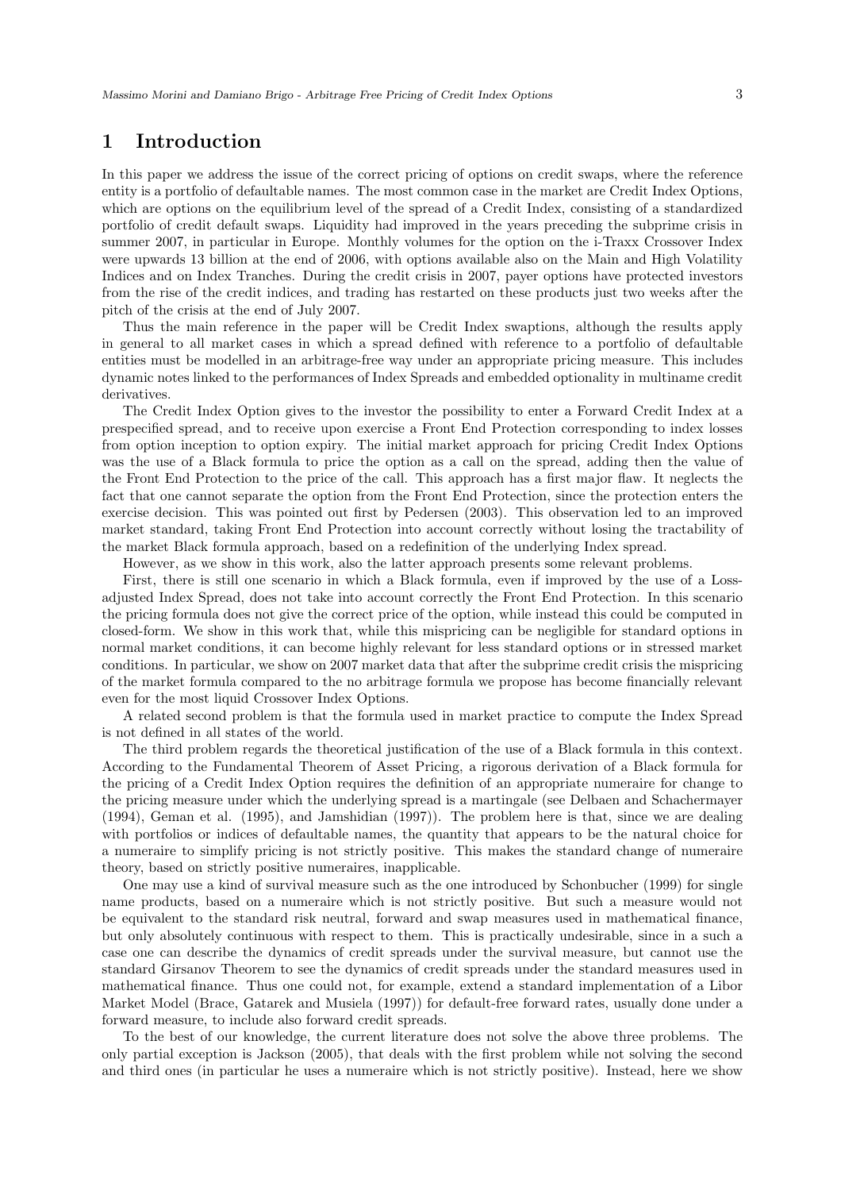# 1 Introduction

In this paper we address the issue of the correct pricing of options on credit swaps, where the reference entity is a portfolio of defaultable names. The most common case in the market are Credit Index Options, which are options on the equilibrium level of the spread of a Credit Index, consisting of a standardized portfolio of credit default swaps. Liquidity had improved in the years preceding the subprime crisis in summer 2007, in particular in Europe. Monthly volumes for the option on the i-Traxx Crossover Index were upwards 13 billion at the end of 2006, with options available also on the Main and High Volatility Indices and on Index Tranches. During the credit crisis in 2007, payer options have protected investors from the rise of the credit indices, and trading has restarted on these products just two weeks after the pitch of the crisis at the end of July 2007.

Thus the main reference in the paper will be Credit Index swaptions, although the results apply in general to all market cases in which a spread defined with reference to a portfolio of defaultable entities must be modelled in an arbitrage-free way under an appropriate pricing measure. This includes dynamic notes linked to the performances of Index Spreads and embedded optionality in multiname credit derivatives.

The Credit Index Option gives to the investor the possibility to enter a Forward Credit Index at a prespecified spread, and to receive upon exercise a Front End Protection corresponding to index losses from option inception to option expiry. The initial market approach for pricing Credit Index Options was the use of a Black formula to price the option as a call on the spread, adding then the value of the Front End Protection to the price of the call. This approach has a first major flaw. It neglects the fact that one cannot separate the option from the Front End Protection, since the protection enters the exercise decision. This was pointed out first by Pedersen (2003). This observation led to an improved market standard, taking Front End Protection into account correctly without losing the tractability of the market Black formula approach, based on a redefinition of the underlying Index spread.

However, as we show in this work, also the latter approach presents some relevant problems.

First, there is still one scenario in which a Black formula, even if improved by the use of a Loss-adjusted Index Spread, does not take into account correctly the Front End Protection. In this scenario the pricing formula does not give the correct price of the option, while instead this could be computed in closed-form. We show in this work that, while this mispricing can be negligible for standard options in normal market conditions, it can become highly relevant for less standard options or in stressed market conditions. In particular, we show on 2007 market data that after the subprime credit crisis the mispricing of the market formula compared to the no arbitrage formula we propose has become financially relevant even for the most liquid Crossover Index Options.

A related second problem is that the formula used in market practice to compute the Index Spread is not defined in all states of the world.

The third problem regards the theoretical justification of the use of a Black formula in this context. According to the Fundamental Theorem of Asset Pricing, a rigorous derivation of a Black formula for the pricing of a Credit Index Option requires the definition of an appropriate numeraire for change to the pricing measure under which the underlying spread is a martingale (see Delbaen and Schachermayer (1994), Geman et al. (1995), and Jamshidian (1997)). The problem here is that, since we are dealing with portfolios or indices of defaultable names, the quantity that appears to be the natural choice for a numeraire to simplify pricing is not strictly positive. This makes the standard change of numeraire theory, based on strictly positive numeraires, inapplicable.

One may use a kind of survival measure such as the one introduced by Schonbucher (1999) for single name products, based on a numeraire which is not strictly positive. But such a measure would not be equivalent to the standard risk neutral, forward and swap measures used in mathematical finance, but only absolutely continuous with respect to them. This is practically undesirable, since in a such a case one can describe the dynamics of credit spreads under the survival measure, but cannot use the standard Girsanov Theorem to see the dynamics of credit spreads under the standard measures used in mathematical finance. Thus one could not, for example, extend a standard implementation of a Libor Market Model (Brace, Gatarek and Musiela (1997)) for default-free forward rates, usually done under a forward measure, to include also forward credit spreads.

To the best of our knowledge, the current literature does not solve the above three problems. The only partial exception is Jackson (2005), that deals with the first problem while not solving the second and third ones (in particular he uses a numeraire which is not strictly positive). Instead, here we show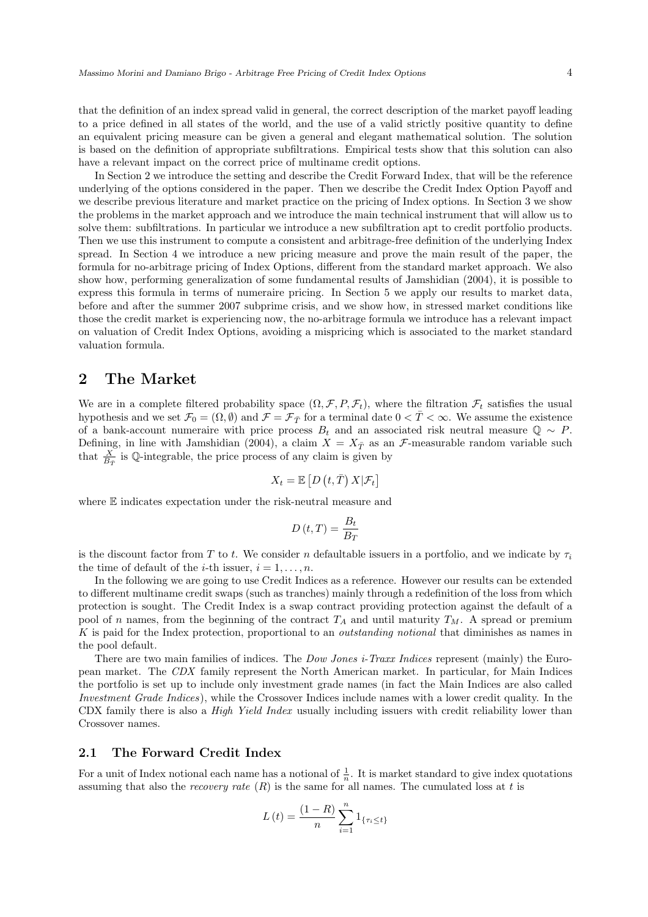that the definition of an index spread valid in general, the correct description of the market payoff leading to a price defined in all states of the world, and the use of a valid strictly positive quantity to define an equivalent pricing measure can be given a general and elegant mathematical solution. The solution is based on the definition of appropriate subfiltrations. Empirical tests show that this solution can also have a relevant impact on the correct price of multiname credit options.

In Section 2 we introduce the setting and describe the Credit Forward Index, that will be the reference underlying of the options considered in the paper. Then we describe the Credit Index Option Payoff and we describe previous literature and market practice on the pricing of Index options. In Section 3 we show the problems in the market approach and we introduce the main technical instrument that will allow us to solve them: subfiltrations. In particular we introduce a new subfiltration apt to credit portfolio products. Then we use this instrument to compute a consistent and arbitrage-free definition of the underlying Index spread. In Section 4 we introduce a new pricing measure and prove the main result of the paper, the formula for no-arbitrage pricing of Index Options, different from the standard market approach. We also show how, performing generalization of some fundamental results of Jamshidian (2004), it is possible to express this formula in terms of numeraire pricing. In Section 5 we apply our results to market data, before and after the summer 2007 subprime crisis, and we show how, in stressed market conditions like those the credit market is experiencing now, the no-arbitrage formula we introduce has a relevant impact on valuation of Credit Index Options, avoiding a mispricing which is associated to the market standard valuation formula.

# 2 The Market

We are in a complete filtered probability space $(\Omega, \mathcal{F}, P, \mathcal{F}_t)$, where the filtration $\mathcal{F}_t$ satisfies the usual hypothesis and we set $\mathcal{F}_0 = (\Omega, \emptyset)$ and $\mathcal{F} = \mathcal{F}_{\bar{T}}$ for a terminal date $0 < \bar{T} < \infty$. We assume the existence of a bank-account numeraire with price process $B_t$ and an associated risk neutral measure $\mathbb{Q} \sim P$. Defining, in line with Jamshidian (2004), a claim $X = X_{\bar{T}}$ as an $\mathcal{F}$-measurable random variable such that $\frac{X}{B_{\bar{T}}}$ is $\mathbb{Q}$-integrable, the price process of any claim is given by

$$X_t = \mathbb{E}\left[D\left(t, \bar{T}\right) X | \mathcal{F}_t\right]$$

where $\mathbb{E}$ indicates expectation under the risk-neutral measure and

$$D\left(t, T\right) = \frac{B_t}{B_T}$$

is the discount factor from $T$ to $t$. We consider $n$ defaultable issuers in a portfolio, and we indicate by $\tau_i$ the time of default of the $i$-th issuer, $i = 1, \ldots, n$.

In the following we are going to use Credit Indices as a reference. However our results can be extended to different multiname credit swaps (such as tranches) mainly through a redefinition of the loss from which protection is sought. The Credit Index is a swap contract providing protection against the default of a pool of $n$ names, from the beginning of the contract $T_A$ and until maturity $T_M$. A spread or premium $K$ is paid for the Index protection, proportional to an *outstanding notional* that diminishes as names in the pool default.

There are two main families of indices. The *Dow Jones i-Traxx Indices* represent (mainly) the European market. The *CDX* family represent the North American market. In particular, for Main Indices the portfolio is set up to include only investment grade names (in fact the Main Indices are also called *Investment Grade Indices*), while the Crossover Indices include names with a lower credit quality. In the CDX family there is also a *High Yield Index* usually including issuers with credit reliability lower than Crossover names.

## 2.1 The Forward Credit Index

For a unit of Index notional each name has a notional of $\frac{1}{n}$. It is market standard to give index quotations assuming that also the *recovery rate* ($R$) is the same for all names. The cumulated loss at $t$ is

$$L\left(t\right) = \frac{(1-R)}{n} \sum_{i=1}^{n} 1_{\{\tau_i \leq t\}}$$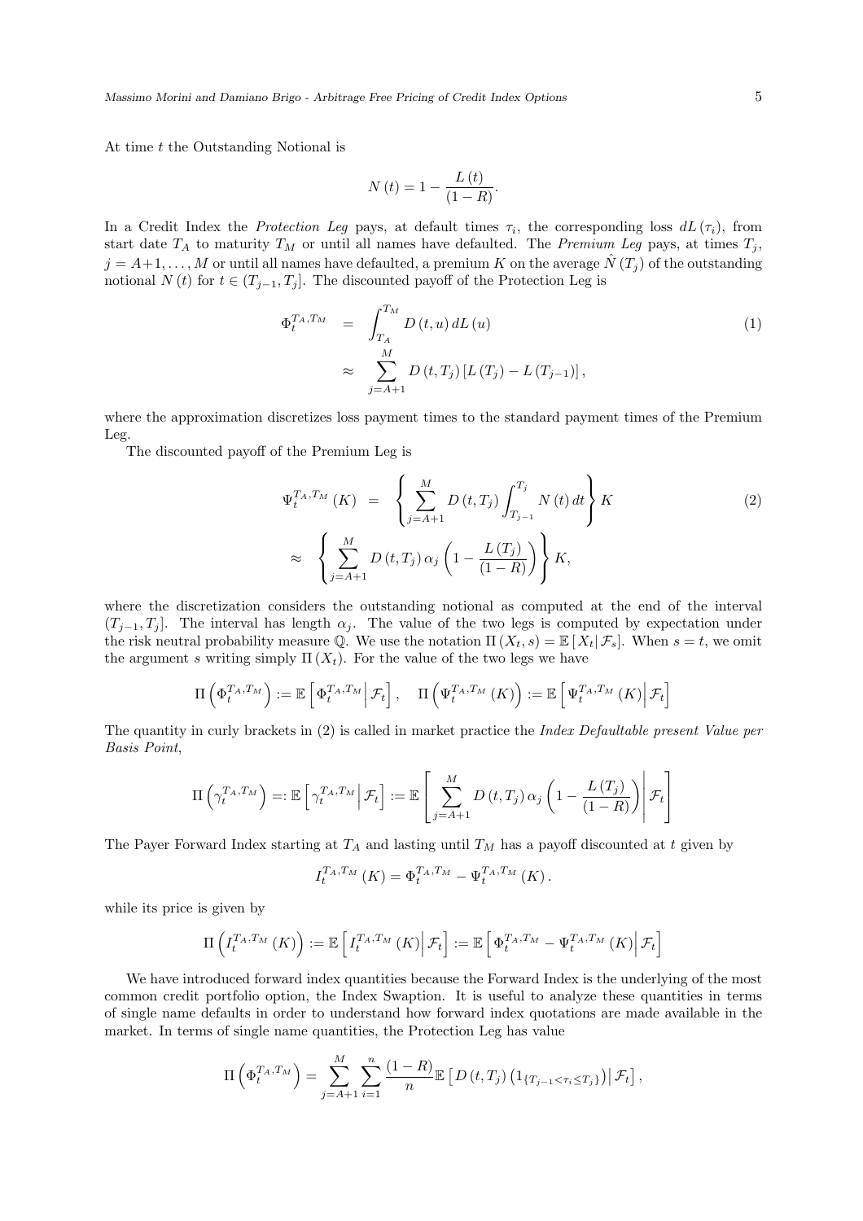At time $t$ the Outstanding Notional is

$$N(t) = 1 - \frac{L(t)}{(1-R)}.$$

In a Credit Index the *Protection Leg* pays, at default times $\tau_i$, the corresponding loss $dL(\tau_i)$, from start date $T_A$ to maturity $T_M$ or until all names have defaulted. The *Premium Leg* pays, at times $T_j$, $j = A+1, \ldots, M$ or until all names have defaulted, a premium $K$ on the average $\hat{N}(T_j)$ of the outstanding notional $N(t)$ for $t \in (T_{j-1}, T_j]$. The discounted payoff of the Protection Leg is

$$\begin{aligned} \Phi_t^{T_A,T_M} &= \int_{T_A}^{T_M} D(t,u)\, dL(u) \\ &\approx \sum_{j=A+1}^{M} D(t,T_j)\left[L(T_j) - L(T_{j-1})\right], \end{aligned} \tag{1}$$

where the approximation discretizes loss payment times to the standard payment times of the Premium Leg.

The discounted payoff of the Premium Leg is

$$\begin{aligned} \Psi_t^{T_A,T_M}(K) &= \left\{ \sum_{j=A+1}^{M} D(t,T_j) \int_{T_{j-1}}^{T_j} N(t)\, dt \right\} K \\ &\approx \left\{ \sum_{j=A+1}^{M} D(t,T_j)\, \alpha_j \left(1 - \frac{L(T_j)}{(1-R)}\right) \right\} K, \end{aligned} \tag{2}$$

where the discretization considers the outstanding notional as computed at the end of the interval $(T_{j-1}, T_j]$. The interval has length $\alpha_j$. The value of the two legs is computed by expectation under the risk neutral probability measure $\mathbb{Q}$. We use the notation $\Pi(X_t, s) = \mathbb{E}[X_t | \mathcal{F}_s]$. When $s = t$, we omit the argument $s$ writing simply $\Pi(X_t)$. For the value of the two legs we have

$$\Pi\left(\Phi_t^{T_A,T_M}\right) := \mathbb{E}\left[\Phi_t^{T_A,T_M} \middle| \mathcal{F}_t\right], \quad \Pi\left(\Psi_t^{T_A,T_M}(K)\right) := \mathbb{E}\left[\Psi_t^{T_A,T_M}(K) \middle| \mathcal{F}_t\right]$$

The quantity in curly brackets in (2) is called in market practice the *Index Defaultable present Value per Basis Point*,

$$\Pi\left(\gamma_t^{T_A,T_M}\right) =: \mathbb{E}\left[\gamma_t^{T_A,T_M} \middle| \mathcal{F}_t\right] := \mathbb{E}\left[ \sum_{j=A+1}^{M} D(t,T_j)\, \alpha_j \left(1 - \frac{L(T_j)}{(1-R)}\right) \middle| \mathcal{F}_t \right]$$

The Payer Forward Index starting at $T_A$ and lasting until $T_M$ has a payoff discounted at $t$ given by

$$I_t^{T_A,T_M}(K) = \Phi_t^{T_A,T_M} - \Psi_t^{T_A,T_M}(K).$$

while its price is given by

$$\Pi\left(I_t^{T_A,T_M}(K)\right) := \mathbb{E}\left[I_t^{T_A,T_M}(K) \middle| \mathcal{F}_t\right] := \mathbb{E}\left[\Phi_t^{T_A,T_M} - \Psi_t^{T_A,T_M}(K) \middle| \mathcal{F}_t\right]$$

We have introduced forward index quantities because the Forward Index is the underlying of the most common credit portfolio option, the Index Swaption. It is useful to analyze these quantities in terms of single name defaults in order to understand how forward index quotations are made available in the market. In terms of single name quantities, the Protection Leg has value

$$\Pi\left(\Phi_t^{T_A,T_M}\right) = \sum_{j=A+1}^{M} \sum_{i=1}^{n} \frac{(1-R)}{n} \mathbb{E}\left[ D(t,T_j)\left(1_{\{T_{j-1} < \tau_i \le T_j\}}\right) \middle| \mathcal{F}_t\right],$$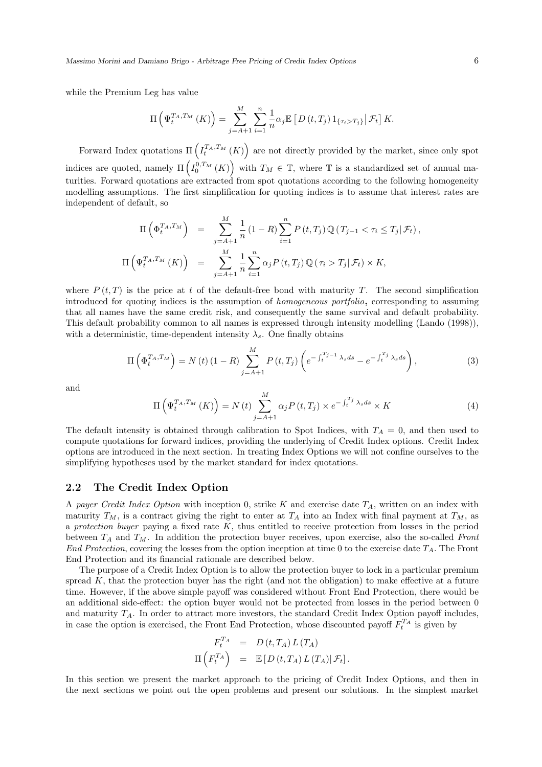while the Premium Leg has value

$$\Pi\left(\Psi_t^{T_A,T_M}(K)\right) = \sum_{j=A+1}^{M}\sum_{i=1}^{n}\frac{1}{n}\alpha_j \mathbb{E}\left[D(t,T_j)\,1_{\{\tau_i>T_j\}}\middle|\,\mathcal{F}_t\right]K.$$

Forward Index quotations $\Pi\left(I_t^{T_A,T_M}(K)\right)$ are not directly provided by the market, since only spot indices are quoted, namely $\Pi\left(I_0^{0,T_M}(K)\right)$ with $T_M \in \mathbb{T}$, where $\mathbb{T}$ is a standardized set of annual maturities. Forward quotations are extracted from spot quotations according to the following homogeneity modelling assumptions. The first simplification for quoting indices is to assume that interest rates are independent of default, so

$$\begin{aligned}
\Pi\left(\Phi_t^{T_A,T_M}\right) &= \sum_{j=A+1}^{M}\frac{1}{n}(1-R)\sum_{i=1}^{n}P(t,T_j)\,\mathbb{Q}\left(T_{j-1}<\tau_i\le T_j\middle|\,\mathcal{F}_t\right),\\
\Pi\left(\Psi_t^{T_A,T_M}(K)\right) &= \sum_{j=A+1}^{M}\frac{1}{n}\sum_{i=1}^{n}\alpha_j P(t,T_j)\,\mathbb{Q}\left(\tau_i>T_j\middle|\,\mathcal{F}_t\right)\times K,
\end{aligned}$$

where $P(t,T)$ is the price at $t$ of the default-free bond with maturity $T$. The second simplification introduced for quoting indices is the assumption of *homogeneous portfolio*, corresponding to assuming that all names have the same credit risk, and consequently the same survival and default probability. This default probability common to all names is expressed through intensity modelling (Lando (1998)), with a deterministic, time-dependent intensity $\lambda_s$. One finally obtains

$$\Pi\left(\Phi_t^{T_A,T_M}\right) = N(t)(1-R)\sum_{j=A+1}^{M}P(t,T_j)\left(e^{-\int_t^{T_{j-1}}\lambda_s ds}-e^{-\int_t^{T_j}\lambda_s ds}\right), \tag{3}$$

and

$$\Pi\left(\Psi_t^{T_A,T_M}(K)\right) = N(t)\sum_{j=A+1}^{M}\alpha_j P(t,T_j)\times e^{-\int_t^{T_j}\lambda_s ds}\times K \tag{4}$$

The default intensity is obtained through calibration to Spot Indices, with $T_A = 0$, and then used to compute quotations for forward indices, providing the underlying of Credit Index options. Credit Index options are introduced in the next section. In treating Index Options we will not confine ourselves to the simplifying hypotheses used by the market standard for index quotations.

## 2.2 The Credit Index Option

A *payer Credit Index Option* with inception 0, strike $K$ and exercise date $T_A$, written on an index with maturity $T_M$, is a contract giving the right to enter at $T_A$ into an Index with final payment at $T_M$, as a *protection buyer* paying a fixed rate $K$, thus entitled to receive protection from losses in the period between $T_A$ and $T_M$. In addition the protection buyer receives, upon exercise, also the so-called *Front End Protection*, covering the losses from the option inception at time 0 to the exercise date $T_A$. The Front End Protection and its financial rationale are described below.

The purpose of a Credit Index Option is to allow the protection buyer to lock in a particular premium spread $K$, that the protection buyer has the right (and not the obligation) to make effective at a future time. However, if the above simple payoff was considered without Front End Protection, there would be an additional side-effect: the option buyer would not be protected from losses in the period between 0 and maturity $T_A$. In order to attract more investors, the standard Credit Index Option payoff includes, in case the option is exercised, the Front End Protection, whose discounted payoff $F_t^{T_A}$ is given by

$$\begin{aligned}
F_t^{T_A} &= D(t,T_A)\,L(T_A)\\
\Pi\left(F_t^{T_A}\right) &= \mathbb{E}\left[D(t,T_A)\,L(T_A)\middle|\,\mathcal{F}_t\right].
\end{aligned}$$

In this section we present the market approach to the pricing of Credit Index Options, and then in the next sections we point out the open problems and present our solutions. In the simplest market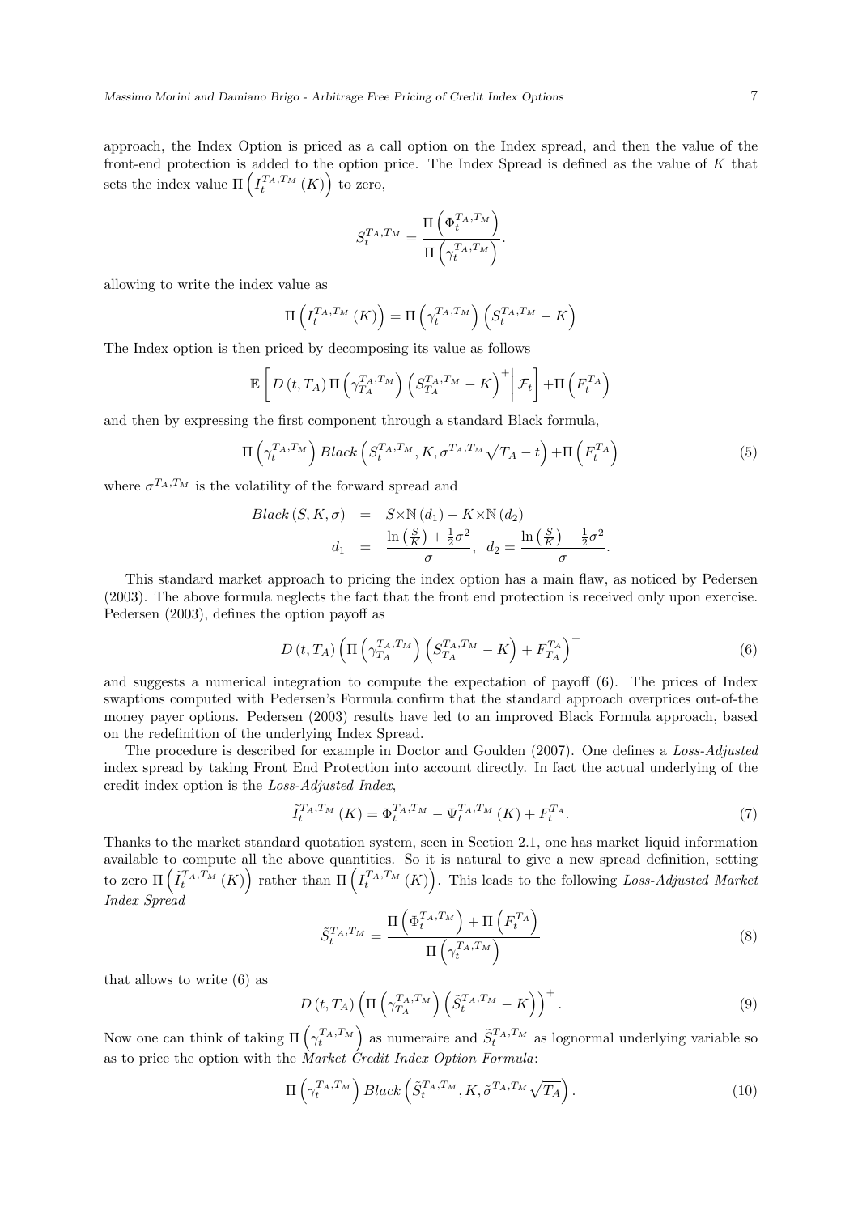approach, the Index Option is priced as a call option on the Index spread, and then the value of the front-end protection is added to the option price. The Index Spread is defined as the value of $K$ that sets the index value $\Pi\left(I_t^{T_A,T_M}(K)\right)$ to zero,

$$S_t^{T_A,T_M} = \frac{\Pi\left(\Phi_t^{T_A,T_M}\right)}{\Pi\left(\gamma_t^{T_A,T_M}\right)}.$$

allowing to write the index value as

$$\Pi\left(I_t^{T_A,T_M}(K)\right) = \Pi\left(\gamma_t^{T_A,T_M}\right)\left(S_t^{T_A,T_M} - K\right)$$

The Index option is then priced by decomposing its value as follows

$$\mathbb{E}\left[D(t,T_A)\,\Pi\left(\gamma_{T_A}^{T_A,T_M}\right)\left(S_{T_A}^{T_A,T_M} - K\right)^+ \middle| \mathcal{F}_t\right] + \Pi\left(F_t^{T_A}\right)$$

and then by expressing the first component through a standard Black formula,

$$\Pi\left(\gamma_t^{T_A,T_M}\right) Black\left(S_t^{T_A,T_M}, K, \sigma^{T_A,T_M}\sqrt{T_A - t}\right) + \Pi\left(F_t^{T_A}\right) \tag{5}$$

where $\sigma^{T_A,T_M}$ is the volatility of the forward spread and

$$\begin{aligned} Black(S,K,\sigma) &= S \times \mathbb{N}(d_1) - K \times \mathbb{N}(d_2) \\ d_1 &= \frac{\ln\left(\frac{S}{K}\right) + \frac{1}{2}\sigma^2}{\sigma}, \;\; d_2 = \frac{\ln\left(\frac{S}{K}\right) - \frac{1}{2}\sigma^2}{\sigma}. \end{aligned}$$

This standard market approach to pricing the index option has a main flaw, as noticed by Pedersen (2003). The above formula neglects the fact that the front end protection is received only upon exercise. Pedersen (2003), defines the option payoff as

$$D(t,T_A)\left(\Pi\left(\gamma_{T_A}^{T_A,T_M}\right)\left(S_{T_A}^{T_A,T_M} - K\right) + F_{T_A}^{T_A}\right)^+ \tag{6}$$

and suggests a numerical integration to compute the expectation of payoff (6). The prices of Index swaptions computed with Pedersen's Formula confirm that the standard approach overprices out-of-the money payer options. Pedersen (2003) results have led to an improved Black Formula approach, based on the redefinition of the underlying Index Spread.

The procedure is described for example in Doctor and Goulden (2007). One defines a *Loss-Adjusted* index spread by taking Front End Protection into account directly. In fact the actual underlying of the credit index option is the *Loss-Adjusted Index*,

$$\tilde{I}_t^{T_A,T_M}(K) = \Phi_t^{T_A,T_M} - \Psi_t^{T_A,T_M}(K) + F_t^{T_A}. \tag{7}$$

Thanks to the market standard quotation system, seen in Section 2.1, one has market liquid information available to compute all the above quantities. So it is natural to give a new spread definition, setting to zero $\Pi\left(\tilde{I}_t^{T_A,T_M}(K)\right)$ rather than $\Pi\left(I_t^{T_A,T_M}(K)\right)$. This leads to the following *Loss-Adjusted Market Index Spread*

$$\tilde{S}_t^{T_A,T_M} = \frac{\Pi\left(\Phi_t^{T_A,T_M}\right) + \Pi\left(F_t^{T_A}\right)}{\Pi\left(\gamma_t^{T_A,T_M}\right)} \tag{8}$$

that allows to write (6) as

$$D(t,T_A)\left(\Pi\left(\gamma_{T_A}^{T_A,T_M}\right)\left(\tilde{S}_t^{T_A,T_M} - K\right)\right)^+. \tag{9}$$

Now one can think of taking $\Pi\left(\gamma_t^{T_A,T_M}\right)$ as numeraire and $\tilde{S}_t^{T_A,T_M}$ as lognormal underlying variable so as to price the option with the *Market Credit Index Option Formula*:

$$\Pi\left(\gamma_t^{T_A,T_M}\right) Black\left(\tilde{S}_t^{T_A,T_M}, K, \tilde{\sigma}^{T_A,T_M}\sqrt{T_A}\right). \tag{10}$$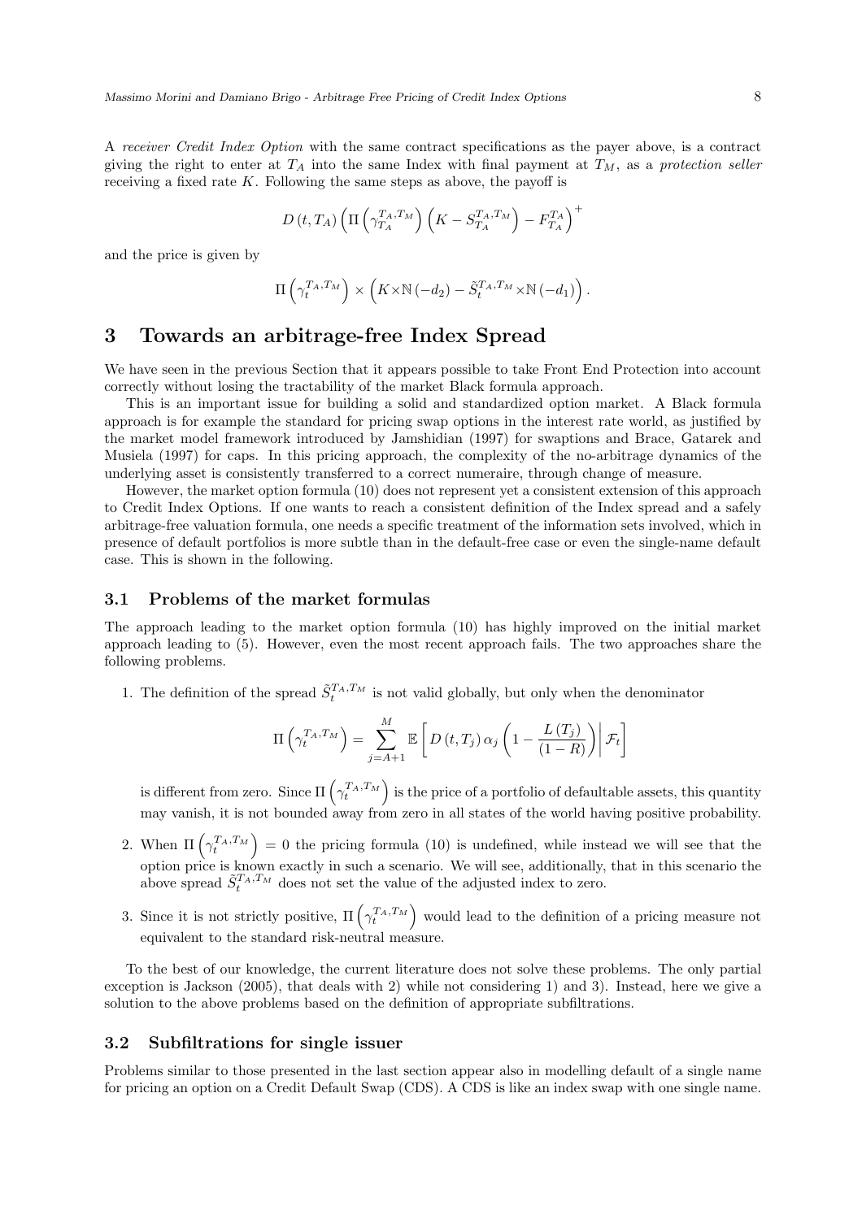A *receiver Credit Index Option* with the same contract specifications as the payer above, is a contract giving the right to enter at $T_A$ into the same Index with final payment at $T_M$, as a *protection seller* receiving a fixed rate $K$. Following the same steps as above, the payoff is

$$D(t, T_A)\left(\Pi\left(\gamma_{T_A}^{T_A,T_M}\right)\left(K - S_{T_A}^{T_A,T_M}\right) - F_{T_A}^{T_A}\right)^{+}$$

and the price is given by

$$\Pi\left(\gamma_t^{T_A,T_M}\right) \times \left(K \times \mathbb{N}(-d_2) - \tilde{S}_t^{T_A,T_M} \times \mathbb{N}(-d_1)\right).$$

# 3 Towards an arbitrage-free Index Spread

We have seen in the previous Section that it appears possible to take Front End Protection into account correctly without losing the tractability of the market Black formula approach.

This is an important issue for building a solid and standardized option market. A Black formula approach is for example the standard for pricing swap options in the interest rate world, as justified by the market model framework introduced by Jamshidian (1997) for swaptions and Brace, Gatarek and Musiela (1997) for caps. In this pricing approach, the complexity of the no-arbitrage dynamics of the underlying asset is consistently transferred to a correct numeraire, through change of measure.

However, the market option formula (10) does not represent yet a consistent extension of this approach to Credit Index Options. If one wants to reach a consistent definition of the Index spread and a safely arbitrage-free valuation formula, one needs a specific treatment of the information sets involved, which in presence of default portfolios is more subtle than in the default-free case or even the single-name default case. This is shown in the following.

## 3.1 Problems of the market formulas

The approach leading to the market option formula (10) has highly improved on the initial market approach leading to (5). However, even the most recent approach fails. The two approaches share the following problems.

1. The definition of the spread $\tilde{S}_t^{T_A,T_M}$ is not valid globally, but only when the denominator

$$\Pi\left(\gamma_t^{T_A,T_M}\right) = \sum_{j=A+1}^{M} \mathbb{E}\left[\left. D(t, T_j)\,\alpha_j\left(1 - \frac{L(T_j)}{(1-R)}\right)\right| \mathcal{F}_t\right]$$

is different from zero. Since $\Pi\left(\gamma_t^{T_A,T_M}\right)$ is the price of a portfolio of defaultable assets, this quantity may vanish, it is not bounded away from zero in all states of the world having positive probability.

2. When $\Pi\left(\gamma_t^{T_A,T_M}\right) = 0$ the pricing formula (10) is undefined, while instead we will see that the option price is known exactly in such a scenario. We will see, additionally, that in this scenario the above spread $\tilde{S}_t^{T_A,T_M}$ does not set the value of the adjusted index to zero.

3. Since it is not strictly positive, $\Pi\left(\gamma_t^{T_A,T_M}\right)$ would lead to the definition of a pricing measure not equivalent to the standard risk-neutral measure.

To the best of our knowledge, the current literature does not solve these problems. The only partial exception is Jackson (2005), that deals with 2) while not considering 1) and 3). Instead, here we give a solution to the above problems based on the definition of appropriate subfiltrations.

## 3.2 Subfiltrations for single issuer

Problems similar to those presented in the last section appear also in modelling default of a single name for pricing an option on a Credit Default Swap (CDS). A CDS is like an index swap with one single name.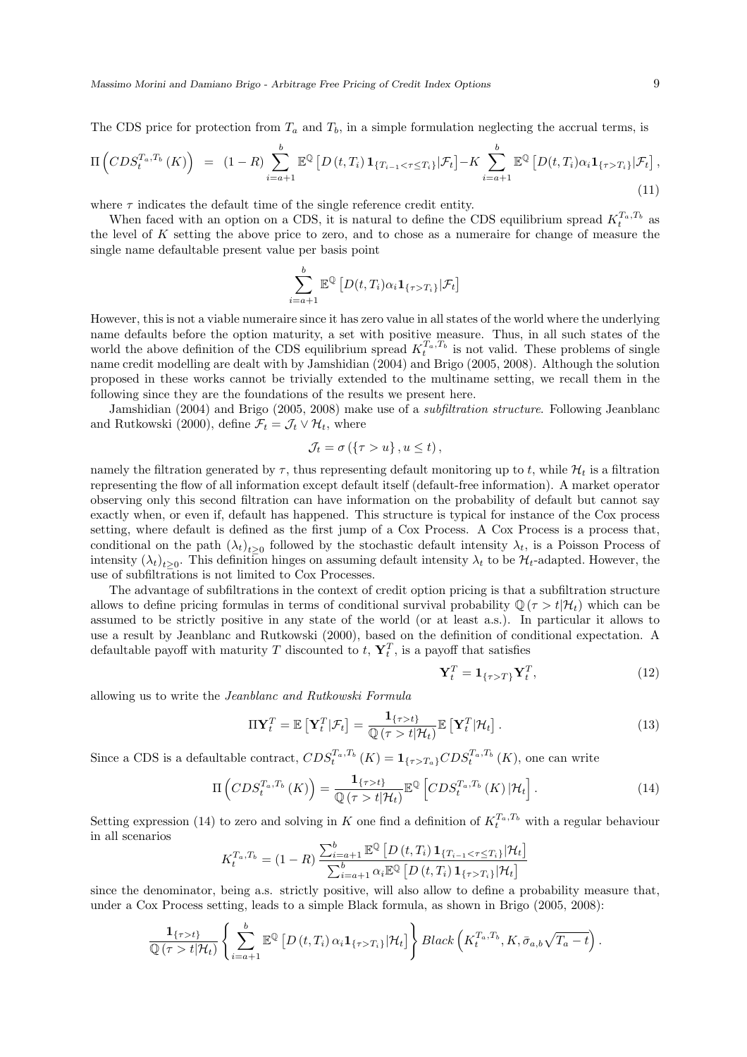The CDS price for protection from $T_a$ and $T_b$, in a simple formulation neglecting the accrual terms, is

$$\Pi\left(CDS_t^{T_a,T_b}(K)\right) = (1-R)\sum_{i=a+1}^{b}\mathbb{E}^{\mathbb{Q}}\left[D(t,T_i)\mathbf{1}_{\{T_{i-1}<\tau\leq T_i\}}|\mathcal{F}_t\right] - K\sum_{i=a+1}^{b}\mathbb{E}^{\mathbb{Q}}\left[D(t,T_i)\alpha_i\mathbf{1}_{\{\tau>T_i\}}|\mathcal{F}_t\right], \tag{11}$$

where $\tau$ indicates the default time of the single reference credit entity.

When faced with an option on a CDS, it is natural to define the CDS equilibrium spread $K_t^{T_a,T_b}$ as the level of $K$ setting the above price to zero, and to chose as a numeraire for change of measure the single name defaultable present value per basis point

$$\sum_{i=a+1}^{b}\mathbb{E}^{\mathbb{Q}}\left[D(t,T_i)\alpha_i\mathbf{1}_{\{\tau>T_i\}}|\mathcal{F}_t\right]$$

However, this is not a viable numeraire since it has zero value in all states of the world where the underlying name defaults before the option maturity, a set with positive measure. Thus, in all such states of the world the above definition of the CDS equilibrium spread $K_t^{T_a,T_b}$ is not valid. These problems of single name credit modelling are dealt with by Jamshidian (2004) and Brigo (2005, 2008). Although the solution proposed in these works cannot be trivially extended to the multiname setting, we recall them in the following since they are the foundations of the results we present here.

Jamshidian (2004) and Brigo (2005, 2008) make use of a *subfiltration structure*. Following Jeanblanc and Rutkowski (2000), define $\mathcal{F}_t = \mathcal{J}_t \vee \mathcal{H}_t$, where

$$\mathcal{J}_t = \sigma\left(\{\tau > u\}, u \leq t\right),$$

namely the filtration generated by $\tau$, thus representing default monitoring up to $t$, while $\mathcal{H}_t$ is a filtration representing the flow of all information except default itself (default-free information). A market operator observing only this second filtration can have information on the probability of default but cannot say exactly when, or even if, default has happened. This structure is typical for instance of the Cox process setting, where default is defined as the first jump of a Cox Process. A Cox Process is a process that, conditional on the path $(\lambda_t)_{t\geq 0}$ followed by the stochastic default intensity $\lambda_t$, is a Poisson Process of intensity $(\lambda_t)_{t\geq 0}$. This definition hinges on assuming default intensity $\lambda_t$ to be $\mathcal{H}_t$-adapted. However, the use of subfiltrations is not limited to Cox Processes.

The advantage of subfiltrations in the context of credit option pricing is that a subfiltration structure allows to define pricing formulas in terms of conditional survival probability $\mathbb{Q}(\tau > t|\mathcal{H}_t)$ which can be assumed to be strictly positive in any state of the world (or at least a.s.). In particular it allows to use a result by Jeanblanc and Rutkowski (2000), based on the definition of conditional expectation. A defaultable payoff with maturity $T$ discounted to $t$, $\mathbf{Y}_t^T$, is a payoff that satisfies

$$\mathbf{Y}_t^T = \mathbf{1}_{\{\tau>T\}}\mathbf{Y}_t^T, \tag{12}$$

allowing us to write the *Jeanblanc and Rutkowski Formula*

$$\Pi\mathbf{Y}_t^T = \mathbb{E}\left[\mathbf{Y}_t^T|\mathcal{F}_t\right] = \frac{\mathbf{1}_{\{\tau>t\}}}{\mathbb{Q}(\tau>t|\mathcal{H}_t)}\mathbb{E}\left[\mathbf{Y}_t^T|\mathcal{H}_t\right]. \tag{13}$$

Since a CDS is a defaultable contract, $CDS_t^{T_a,T_b}(K) = \mathbf{1}_{\{\tau>T_a\}}CDS_t^{T_a,T_b}(K)$, one can write

$$\Pi\left(CDS_t^{T_a,T_b}(K)\right) = \frac{\mathbf{1}_{\{\tau>t\}}}{\mathbb{Q}(\tau>t|\mathcal{H}_t)}\mathbb{E}^{\mathbb{Q}}\left[CDS_t^{T_a,T_b}(K)|\mathcal{H}_t\right]. \tag{14}$$

Setting expression (14) to zero and solving in $K$ one find a definition of $K_t^{T_a,T_b}$ with a regular behaviour in all scenarios

$$K_t^{T_a,T_b} = (1-R)\frac{\sum_{i=a+1}^{b}\mathbb{E}^{\mathbb{Q}}\left[D(t,T_i)\mathbf{1}_{\{T_{i-1}<\tau\leq T_i\}}|\mathcal{H}_t\right]}{\sum_{i=a+1}^{b}\alpha_i\mathbb{E}^{\mathbb{Q}}\left[D(t,T_i)\mathbf{1}_{\{\tau>T_i\}}|\mathcal{H}_t\right]}$$

since the denominator, being a.s. strictly positive, will also allow to define a probability measure that, under a Cox Process setting, leads to a simple Black formula, as shown in Brigo (2005, 2008):

$$\frac{\mathbf{1}_{\{\tau>t\}}}{\mathbb{Q}(\tau>t|\mathcal{H}_t)}\left\{\sum_{i=a+1}^{b}\mathbb{E}^{\mathbb{Q}}\left[D(t,T_i)\alpha_i\mathbf{1}_{\{\tau>T_i\}}|\mathcal{H}_t\right]\right\} Black\left(K_t^{T_a,T_b}, K, \bar{\sigma}_{a,b}\sqrt{T_a-t}\right).$$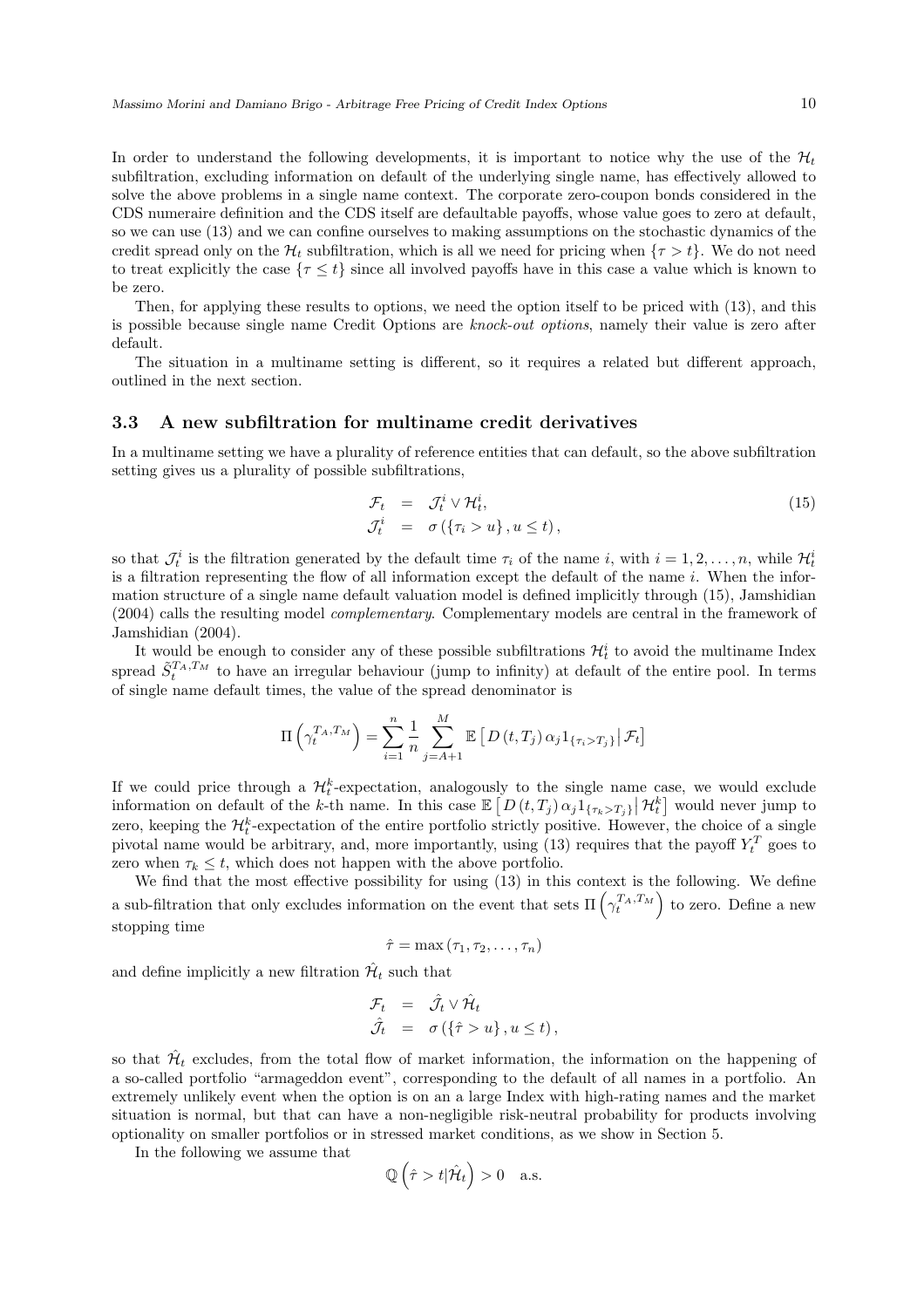In order to understand the following developments, it is important to notice why the use of the $\mathcal{H}_t$ subfiltration, excluding information on default of the underlying single name, has effectively allowed to solve the above problems in a single name context. The corporate zero-coupon bonds considered in the CDS numeraire definition and the CDS itself are defaultable payoffs, whose value goes to zero at default, so we can use (13) and we can confine ourselves to making assumptions on the stochastic dynamics of the credit spread only on the $\mathcal{H}_t$ subfiltration, which is all we need for pricing when $\{\tau > t\}$. We do not need to treat explicitly the case $\{\tau \leq t\}$ since all involved payoffs have in this case a value which is known to be zero.

Then, for applying these results to options, we need the option itself to be priced with (13), and this is possible because single name Credit Options are *knock-out options*, namely their value is zero after default.

The situation in a multiname setting is different, so it requires a related but different approach, outlined in the next section.

### 3.3 A new subfiltration for multiname credit derivatives

In a multiname setting we have a plurality of reference entities that can default, so the above subfiltration setting gives us a plurality of possible subfiltrations,

$$\begin{aligned}
\mathcal{F}_t &= \mathcal{J}_t^i \vee \mathcal{H}_t^i, \\
\mathcal{J}_t^i &= \sigma\left(\{\tau_i > u\}, u \leq t\right),
\end{aligned} \tag{15}$$

so that $\mathcal{J}_t^i$ is the filtration generated by the default time $\tau_i$ of the name $i$, with $i = 1, 2, \ldots, n$, while $\mathcal{H}_t^i$ is a filtration representing the flow of all information except the default of the name $i$. When the information structure of a single name default valuation model is defined implicitly through (15), Jamshidian (2004) calls the resulting model *complementary*. Complementary models are central in the framework of Jamshidian (2004).

It would be enough to consider any of these possible subfiltrations $\mathcal{H}_t^i$ to avoid the multiname Index spread $\tilde{S}_t^{T_A,T_M}$ to have an irregular behaviour (jump to infinity) at default of the entire pool. In terms of single name default times, the value of the spread denominator is

$$\Pi\left(\gamma_t^{T_A,T_M}\right) = \sum_{i=1}^{n} \frac{1}{n} \sum_{j=A+1}^{M} \mathbb{E}\left[D\left(t, T_j\right) \alpha_j 1_{\{\tau_i > T_j\}} \middle| \mathcal{F}_t\right]$$

If we could price through a $\mathcal{H}_t^k$-expectation, analogously to the single name case, we would exclude information on default of the $k$-th name. In this case $\mathbb{E}\left[D\left(t, T_j\right) \alpha_j 1_{\{\tau_k > T_j\}} \middle| \mathcal{H}_t^k\right]$ would never jump to zero, keeping the $\mathcal{H}_t^k$-expectation of the entire portfolio strictly positive. However, the choice of a single pivotal name would be arbitrary, and, more importantly, using (13) requires that the payoff $Y_t^T$ goes to zero when $\tau_k \leq t$, which does not happen with the above portfolio.

We find that the most effective possibility for using (13) in this context is the following. We define a sub-filtration that only excludes information on the event that sets $\Pi\left(\gamma_t^{T_A,T_M}\right)$ to zero. Define a new stopping time

$$\hat{\tau} = \max\left(\tau_1, \tau_2, \ldots, \tau_n\right)$$

and define implicitly a new filtration $\hat{\mathcal{H}}_t$ such that

$$\begin{aligned}
\mathcal{F}_t &= \hat{\mathcal{J}}_t \vee \hat{\mathcal{H}}_t \\
\hat{\mathcal{J}}_t &= \sigma\left(\{\hat{\tau} > u\}, u \leq t\right),
\end{aligned}$$

so that $\hat{\mathcal{H}}_t$ excludes, from the total flow of market information, the information on the happening of a so-called portfolio "armageddon event", corresponding to the default of all names in a portfolio. An extremely unlikely event when the option is on an a large Index with high-rating names and the market situation is normal, but that can have a non-negligible risk-neutral probability for products involving optionality on smaller portfolios or in stressed market conditions, as we show in Section 5.

In the following we assume that

$$\mathbb{Q}\left(\hat{\tau} > t | \hat{\mathcal{H}}_t\right) > 0 \quad \text{a.s.}$$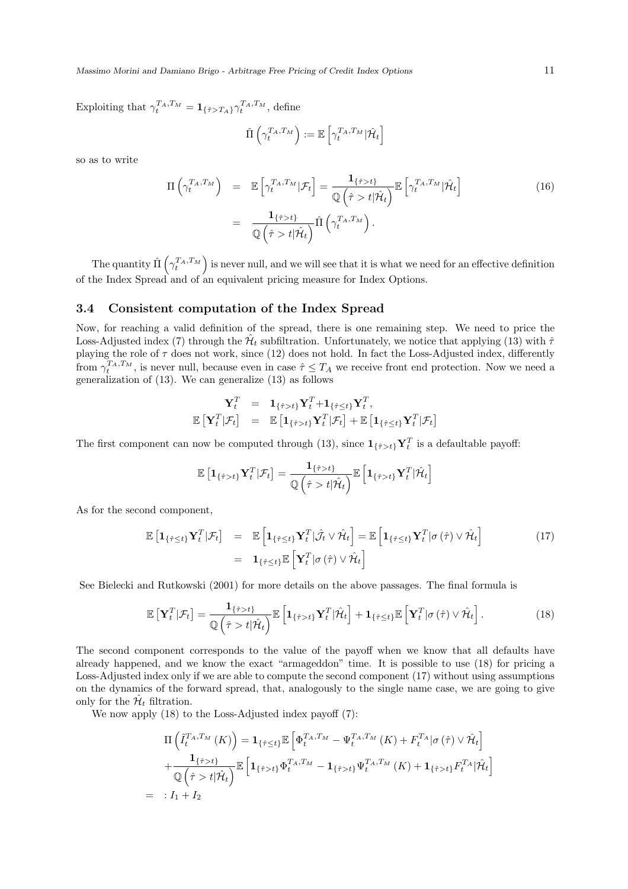Exploiting that $\gamma_t^{T_A,T_M} = \mathbf{1}_{\{\hat{\tau}>T_A\}}\gamma_t^{T_A,T_M}$, define

$$\hat{\Pi}\left(\gamma_t^{T_A,T_M}\right) := \mathbb{E}\left[\gamma_t^{T_A,T_M}|\hat{\mathcal{H}}_t\right]$$

so as to write

$$\begin{aligned}
\Pi\left(\gamma_t^{T_A,T_M}\right) &= \mathbb{E}\left[\gamma_t^{T_A,T_M}|\mathcal{F}_t\right] = \frac{\mathbf{1}_{\{\hat{\tau}>t\}}}{\mathbb{Q}\left(\hat{\tau}>t|\hat{\mathcal{H}}_t\right)}\mathbb{E}\left[\gamma_t^{T_A,T_M}|\hat{\mathcal{H}}_t\right] \\
&= \frac{\mathbf{1}_{\{\hat{\tau}>t\}}}{\mathbb{Q}\left(\hat{\tau}>t|\hat{\mathcal{H}}_t\right)}\hat{\Pi}\left(\gamma_t^{T_A,T_M}\right).
\end{aligned} \tag{16}$$

The quantity $\hat{\Pi}\left(\gamma_t^{T_A,T_M}\right)$ is never null, and we will see that it is what we need for an effective definition of the Index Spread and of an equivalent pricing measure for Index Options.

### 3.4 Consistent computation of the Index Spread

Now, for reaching a valid definition of the spread, there is one remaining step. We need to price the Loss-Adjusted index (7) through the $\hat{\mathcal{H}}_t$ subfiltration. Unfortunately, we notice that applying (13) with $\hat{\tau}$ playing the role of $\tau$ does not work, since (12) does not hold. In fact the Loss-Adjusted index, differently from $\gamma_t^{T_A,T_M}$, is never null, because even in case $\hat{\tau} \leq T_A$ we receive front end protection. Now we need a generalization of (13). We can generalize (13) as follows

$$\begin{aligned}
\mathbf{Y}_t^T &= \mathbf{1}_{\{\hat{\tau}>t\}}\mathbf{Y}_t^T + \mathbf{1}_{\{\hat{\tau}\leq t\}}\mathbf{Y}_t^T, \\
\mathbb{E}\left[\mathbf{Y}_t^T|\mathcal{F}_t\right] &= \mathbb{E}\left[\mathbf{1}_{\{\hat{\tau}>t\}}\mathbf{Y}_t^T|\mathcal{F}_t\right] + \mathbb{E}\left[\mathbf{1}_{\{\hat{\tau}\leq t\}}\mathbf{Y}_t^T|\mathcal{F}_t\right]
\end{aligned}$$

The first component can now be computed through (13), since $\mathbf{1}_{\{\hat{\tau}>t\}}\mathbf{Y}_t^T$ is a defaultable payoff:

$$\mathbb{E}\left[\mathbf{1}_{\{\hat{\tau}>t\}}\mathbf{Y}_t^T|\mathcal{F}_t\right] = \frac{\mathbf{1}_{\{\hat{\tau}>t\}}}{\mathbb{Q}\left(\hat{\tau}>t|\hat{\mathcal{H}}_t\right)}\mathbb{E}\left[\mathbf{1}_{\{\hat{\tau}>t\}}\mathbf{Y}_t^T|\hat{\mathcal{H}}_t\right]$$

As for the second component,

$$\begin{aligned}
\mathbb{E}\left[\mathbf{1}_{\{\hat{\tau}\leq t\}}\mathbf{Y}_t^T|\mathcal{F}_t\right] &= \mathbb{E}\left[\mathbf{1}_{\{\hat{\tau}\leq t\}}\mathbf{Y}_t^T|\hat{\mathcal{J}}_t \vee \hat{\mathcal{H}}_t\right] = \mathbb{E}\left[\mathbf{1}_{\{\hat{\tau}\leq t\}}\mathbf{Y}_t^T|\sigma\left(\hat{\tau}\right) \vee \hat{\mathcal{H}}_t\right] \\
&= \mathbf{1}_{\{\hat{\tau}\leq t\}}\mathbb{E}\left[\mathbf{Y}_t^T|\sigma\left(\hat{\tau}\right) \vee \hat{\mathcal{H}}_t\right]
\end{aligned} \tag{17}$$

See Bielecki and Rutkowski (2001) for more details on the above passages. The final formula is

$$\mathbb{E}\left[\mathbf{Y}_t^T|\mathcal{F}_t\right] = \frac{\mathbf{1}_{\{\hat{\tau}>t\}}}{\mathbb{Q}\left(\hat{\tau}>t|\hat{\mathcal{H}}_t\right)}\mathbb{E}\left[\mathbf{1}_{\{\hat{\tau}>t\}}\mathbf{Y}_t^T|\hat{\mathcal{H}}_t\right] + \mathbf{1}_{\{\hat{\tau}\leq t\}}\mathbb{E}\left[\mathbf{Y}_t^T|\sigma\left(\hat{\tau}\right) \vee \hat{\mathcal{H}}_t\right]. \tag{18}$$

The second component corresponds to the value of the payoff when we know that all defaults have already happened, and we know the exact "armageddon" time. It is possible to use (18) for pricing a Loss-Adjusted index only if we are able to compute the second component (17) without using assumptions on the dynamics of the forward spread, that, analogously to the single name case, we are going to give only for the $\hat{\mathcal{H}}_t$ filtration.

We now apply (18) to the Loss-Adjusted index payoff (7):

$$\begin{aligned}
&\Pi\left(\tilde{I}_t^{T_A,T_M}(K)\right) = \mathbf{1}_{\{\hat{\tau}\leq t\}}\mathbb{E}\left[\Phi_t^{T_A,T_M} - \Psi_t^{T_A,T_M}(K) + F_t^{T_A}|\sigma\left(\hat{\tau}\right) \vee \hat{\mathcal{H}}_t\right] \\
&+\frac{\mathbf{1}_{\{\hat{\tau}>t\}}}{\mathbb{Q}\left(\hat{\tau}>t|\hat{\mathcal{H}}_t\right)}\mathbb{E}\left[\mathbf{1}_{\{\hat{\tau}>t\}}\Phi_t^{T_A,T_M} - \mathbf{1}_{\{\hat{\tau}>t\}}\Psi_t^{T_A,T_M}(K) + \mathbf{1}_{\{\hat{\tau}>t\}}F_t^{T_A}|\hat{\mathcal{H}}_t\right] \\
&=: I_1 + I_2
\end{aligned}$$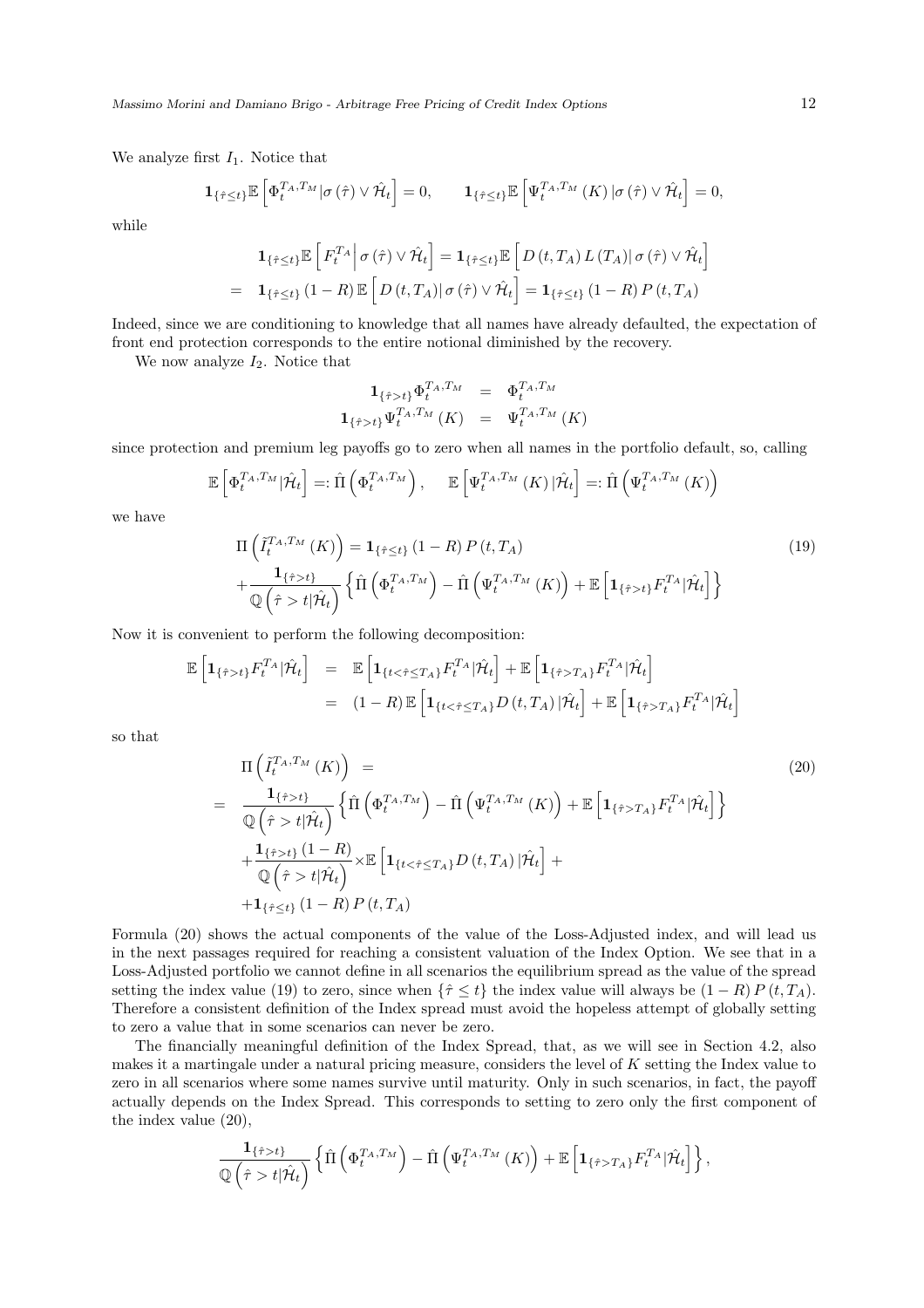We analyze first $I_1$. Notice that

$$\mathbf{1}_{\{\hat{\tau}\leq t\}}\mathbb{E}\left[\Phi_t^{T_A,T_M}|\sigma(\hat{\tau})\vee\hat{\mathcal{H}}_t\right]=0,\qquad \mathbf{1}_{\{\hat{\tau}\leq t\}}\mathbb{E}\left[\Psi_t^{T_A,T_M}(K)\,|\sigma(\hat{\tau})\vee\hat{\mathcal{H}}_t\right]=0,$$

while

$$\begin{aligned}
&\mathbf{1}_{\{\hat{\tau}\leq t\}}\mathbb{E}\left[F_t^{T_A}\middle|\,\sigma(\hat{\tau})\vee\hat{\mathcal{H}}_t\right]=\mathbf{1}_{\{\hat{\tau}\leq t\}}\mathbb{E}\left[D(t,T_A)\,L(T_A)|\,\sigma(\hat{\tau})\vee\hat{\mathcal{H}}_t\right]\\
=\;&\mathbf{1}_{\{\hat{\tau}\leq t\}}(1-R)\,\mathbb{E}\left[D(t,T_A)|\,\sigma(\hat{\tau})\vee\hat{\mathcal{H}}_t\right]=\mathbf{1}_{\{\hat{\tau}\leq t\}}(1-R)\,P(t,T_A)
\end{aligned}$$

Indeed, since we are conditioning to knowledge that all names have already defaulted, the expectation of front end protection corresponds to the entire notional diminished by the recovery.

We now analyze $I_2$. Notice that

$$\begin{aligned}
\mathbf{1}_{\{\hat{\tau}>t\}}\Phi_t^{T_A,T_M} &= \Phi_t^{T_A,T_M}\\
\mathbf{1}_{\{\hat{\tau}>t\}}\Psi_t^{T_A,T_M}(K) &= \Psi_t^{T_A,T_M}(K)
\end{aligned}$$

since protection and premium leg payoffs go to zero when all names in the portfolio default, so, calling

$$\mathbb{E}\left[\Phi_t^{T_A,T_M}|\hat{\mathcal{H}}_t\right]=:\hat{\Pi}\left(\Phi_t^{T_A,T_M}\right),\qquad \mathbb{E}\left[\Psi_t^{T_A,T_M}(K)\,|\hat{\mathcal{H}}_t\right]=:\hat{\Pi}\left(\Psi_t^{T_A,T_M}(K)\right)$$

we have

$$\begin{aligned}
&\Pi\left(\tilde{I}_t^{T_A,T_M}(K)\right)=\mathbf{1}_{\{\hat{\tau}\leq t\}}(1-R)\,P(t,T_A)\\
&+\frac{\mathbf{1}_{\{\hat{\tau}>t\}}}{\mathbb{Q}\left(\hat{\tau}>t|\hat{\mathcal{H}}_t\right)}\left\{\hat{\Pi}\left(\Phi_t^{T_A,T_M}\right)-\hat{\Pi}\left(\Psi_t^{T_A,T_M}(K)\right)+\mathbb{E}\left[\mathbf{1}_{\{\hat{\tau}>t\}}F_t^{T_A}|\hat{\mathcal{H}}_t\right]\right\}
\end{aligned}\tag{19}$$

Now it is convenient to perform the following decomposition:

$$\begin{aligned}
\mathbb{E}\left[\mathbf{1}_{\{\hat{\tau}>t\}}F_t^{T_A}|\hat{\mathcal{H}}_t\right] &= \mathbb{E}\left[\mathbf{1}_{\{t<\hat{\tau}\leq T_A\}}F_t^{T_A}|\hat{\mathcal{H}}_t\right]+\mathbb{E}\left[\mathbf{1}_{\{\hat{\tau}>T_A\}}F_t^{T_A}|\hat{\mathcal{H}}_t\right]\\
&= (1-R)\,\mathbb{E}\left[\mathbf{1}_{\{t<\hat{\tau}\leq T_A\}}D(t,T_A)\,|\hat{\mathcal{H}}_t\right]+\mathbb{E}\left[\mathbf{1}_{\{\hat{\tau}>T_A\}}F_t^{T_A}|\hat{\mathcal{H}}_t\right]
\end{aligned}$$

so that

$$\begin{aligned}
&\Pi\left(\tilde{I}_t^{T_A,T_M}(K)\right)=\\
=\;&\frac{\mathbf{1}_{\{\hat{\tau}>t\}}}{\mathbb{Q}\left(\hat{\tau}>t|\hat{\mathcal{H}}_t\right)}\left\{\hat{\Pi}\left(\Phi_t^{T_A,T_M}\right)-\hat{\Pi}\left(\Psi_t^{T_A,T_M}(K)\right)+\mathbb{E}\left[\mathbf{1}_{\{\hat{\tau}>T_A\}}F_t^{T_A}|\hat{\mathcal{H}}_t\right]\right\}\\
&+\frac{\mathbf{1}_{\{\hat{\tau}>t\}}(1-R)}{\mathbb{Q}\left(\hat{\tau}>t|\hat{\mathcal{H}}_t\right)}\times\mathbb{E}\left[\mathbf{1}_{\{t<\hat{\tau}\leq T_A\}}D(t,T_A)\,|\hat{\mathcal{H}}_t\right]+\\
&+\mathbf{1}_{\{\hat{\tau}\leq t\}}(1-R)\,P(t,T_A)
\end{aligned}\tag{20}$$

Formula (20) shows the actual components of the value of the Loss-Adjusted index, and will lead us in the next passages required for reaching a consistent valuation of the Index Option. We see that in a Loss-Adjusted portfolio we cannot define in all scenarios the equilibrium spread as the value of the spread setting the index value (19) to zero, since when $\{\hat{\tau}\leq t\}$ the index value will always be $(1-R)\,P(t,T_A)$. Therefore a consistent definition of the Index spread must avoid the hopeless attempt of globally setting to zero a value that in some scenarios can never be zero.

The financially meaningful definition of the Index Spread, that, as we will see in Section 4.2, also makes it a martingale under a natural pricing measure, considers the level of $K$ setting the Index value to zero in all scenarios where some names survive until maturity. Only in such scenarios, in fact, the payoff actually depends on the Index Spread. This corresponds to setting to zero only the first component of the index value (20),

$$\frac{\mathbf{1}_{\{\hat{\tau}>t\}}}{\mathbb{Q}\left(\hat{\tau}>t|\hat{\mathcal{H}}_t\right)}\left\{\hat{\Pi}\left(\Phi_t^{T_A,T_M}\right)-\hat{\Pi}\left(\Psi_t^{T_A,T_M}(K)\right)+\mathbb{E}\left[\mathbf{1}_{\{\hat{\tau}>T_A\}}F_t^{T_A}|\hat{\mathcal{H}}_t\right]\right\},$$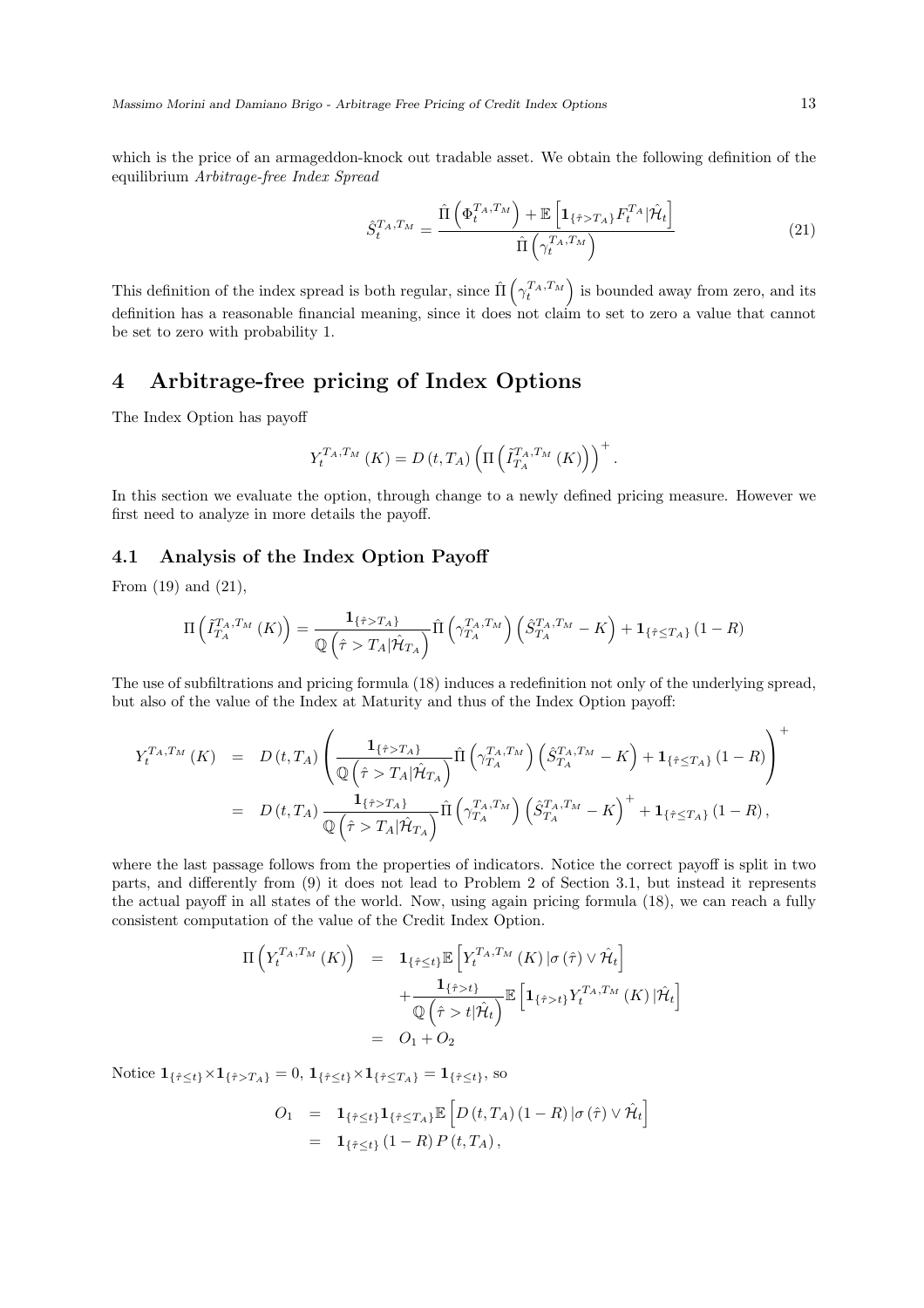which is the price of an armageddon-knock out tradable asset. We obtain the following definition of the equilibrium *Arbitrage-free Index Spread*

$$\hat{S}_t^{T_A,T_M} = \frac{\hat{\Pi}\left(\Phi_t^{T_A,T_M}\right) + \mathbb{E}\left[\mathbf{1}_{\{\hat{\tau}>T_A\}} F_t^{T_A} | \hat{\mathcal{H}}_t\right]}{\hat{\Pi}\left(\gamma_t^{T_A,T_M}\right)} \tag{21}$$

This definition of the index spread is both regular, since $\hat{\Pi}\left(\gamma_t^{T_A,T_M}\right)$ is bounded away from zero, and its definition has a reasonable financial meaning, since it does not claim to set to zero a value that cannot be set to zero with probability 1.

# 4 Arbitrage-free pricing of Index Options

The Index Option has payoff

$$Y_t^{T_A,T_M}(K) = D(t,T_A)\left(\Pi\left(\tilde{I}_{T_A}^{T_A,T_M}(K)\right)\right)^+.$$

In this section we evaluate the option, through change to a newly defined pricing measure. However we first need to analyze in more details the payoff.

## 4.1 Analysis of the Index Option Payoff

From (19) and (21),

$$\Pi\left(\tilde{I}_{T_A}^{T_A,T_M}(K)\right) = \frac{\mathbf{1}_{\{\hat{\tau}>T_A\}}}{\mathbb{Q}\left(\hat{\tau}>T_A|\hat{\mathcal{H}}_{T_A}\right)}\hat{\Pi}\left(\gamma_{T_A}^{T_A,T_M}\right)\left(\hat{S}_{T_A}^{T_A,T_M}-K\right) + \mathbf{1}_{\{\hat{\tau}\le T_A\}}(1-R)$$

The use of subfiltrations and pricing formula (18) induces a redefinition not only of the underlying spread, but also of the value of the Index at Maturity and thus of the Index Option payoff:

$$\begin{aligned}
Y_t^{T_A,T_M}(K) &= D(t,T_A)\left(\frac{\mathbf{1}_{\{\hat{\tau}>T_A\}}}{\mathbb{Q}\left(\hat{\tau}>T_A|\hat{\mathcal{H}}_{T_A}\right)}\hat{\Pi}\left(\gamma_{T_A}^{T_A,T_M}\right)\left(\hat{S}_{T_A}^{T_A,T_M}-K\right) + \mathbf{1}_{\{\hat{\tau}\le T_A\}}(1-R)\right)^+ \\
&= D(t,T_A)\frac{\mathbf{1}_{\{\hat{\tau}>T_A\}}}{\mathbb{Q}\left(\hat{\tau}>T_A|\hat{\mathcal{H}}_{T_A}\right)}\hat{\Pi}\left(\gamma_{T_A}^{T_A,T_M}\right)\left(\hat{S}_{T_A}^{T_A,T_M}-K\right)^+ + \mathbf{1}_{\{\hat{\tau}\le T_A\}}(1-R),
\end{aligned}$$

where the last passage follows from the properties of indicators. Notice the correct payoff is split in two parts, and differently from (9) it does not lead to Problem 2 of Section 3.1, but instead it represents the actual payoff in all states of the world. Now, using again pricing formula (18), we can reach a fully consistent computation of the value of the Credit Index Option.

$$\begin{aligned}
\Pi\left(Y_t^{T_A,T_M}(K)\right) &= \mathbf{1}_{\{\hat{\tau}\le t\}}\mathbb{E}\left[Y_t^{T_A,T_M}(K)|\sigma(\hat{\tau})\vee\hat{\mathcal{H}}_t\right] \\
&\quad + \frac{\mathbf{1}_{\{\hat{\tau}>t\}}}{\mathbb{Q}\left(\hat{\tau}>t|\hat{\mathcal{H}}_t\right)}\mathbb{E}\left[\mathbf{1}_{\{\hat{\tau}>t\}}Y_t^{T_A,T_M}(K)|\hat{\mathcal{H}}_t\right] \\
&= O_1 + O_2
\end{aligned}$$

Notice $\mathbf{1}_{\{\hat{\tau}\le t\}}\times\mathbf{1}_{\{\hat{\tau}>T_A\}} = 0$, $\mathbf{1}_{\{\hat{\tau}\le t\}}\times\mathbf{1}_{\{\hat{\tau}\le T_A\}} = \mathbf{1}_{\{\hat{\tau}\le t\}}$, so

$$\begin{aligned}
O_1 &= \mathbf{1}_{\{\hat{\tau}\le t\}}\mathbf{1}_{\{\hat{\tau}\le T_A\}}\mathbb{E}\left[D(t,T_A)(1-R)|\sigma(\hat{\tau})\vee\hat{\mathcal{H}}_t\right] \\
&= \mathbf{1}_{\{\hat{\tau}\le t\}}(1-R)P(t,T_A),
\end{aligned}$$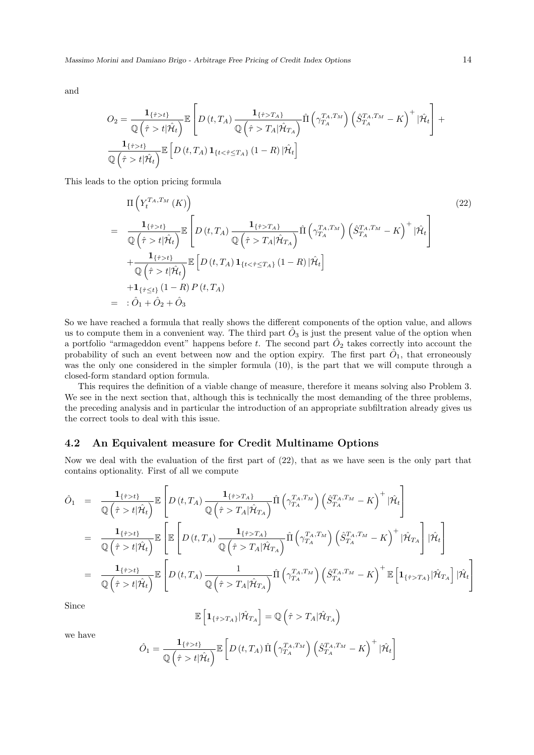and

$$
O_2 = \frac{\mathbf{1}_{\{\hat{\tau}>t\}}}{\mathbb{Q}\left(\hat{\tau}>t|\hat{\mathcal{H}}_t\right)}\mathbb{E}\left[D\left(t,T_A\right)\frac{\mathbf{1}_{\{\hat{\tau}>T_A\}}}{\mathbb{Q}\left(\hat{\tau}>T_A|\hat{\mathcal{H}}_{T_A}\right)}\hat{\Pi}\left(\gamma_{T_A}^{T_A,T_M}\right)\left(\hat{S}_{T_A}^{T_A,T_M}-K\right)^+|\hat{\mathcal{H}}_t\right]+
\frac{\mathbf{1}_{\{\hat{\tau}>t\}}}{\mathbb{Q}\left(\hat{\tau}>t|\hat{\mathcal{H}}_t\right)}\mathbb{E}\left[D\left(t,T_A\right)\mathbf{1}_{\{t<\hat{\tau}\leq T_A\}}\left(1-R\right)|\hat{\mathcal{H}}_t\right]
$$

This leads to the option pricing formula

$$
\begin{aligned}
&\Pi\left(Y_t^{T_A,T_M}\left(K\right)\right) \qquad (22)\\
=\;& \frac{\mathbf{1}_{\{\hat{\tau}>t\}}}{\mathbb{Q}\left(\hat{\tau}>t|\hat{\mathcal{H}}_t\right)}\mathbb{E}\left[D\left(t,T_A\right)\frac{\mathbf{1}_{\{\hat{\tau}>T_A\}}}{\mathbb{Q}\left(\hat{\tau}>T_A|\hat{\mathcal{H}}_{T_A}\right)}\hat{\Pi}\left(\gamma_{T_A}^{T_A,T_M}\right)\left(\hat{S}_{T_A}^{T_A,T_M}-K\right)^+|\hat{\mathcal{H}}_t\right]\\
&+\frac{\mathbf{1}_{\{\hat{\tau}>t\}}}{\mathbb{Q}\left(\hat{\tau}>t|\hat{\mathcal{H}}_t\right)}\mathbb{E}\left[D\left(t,T_A\right)\mathbf{1}_{\{t<\hat{\tau}\leq T_A\}}\left(1-R\right)|\hat{\mathcal{H}}_t\right]\\
&+\mathbf{1}_{\{\hat{\tau}\leq t\}}\left(1-R\right)P\left(t,T_A\right)\\
=\;&:\hat{O}_1+\hat{O}_2+\hat{O}_3
\end{aligned}
$$

So we have reached a formula that really shows the different components of the option value, and allows us to compute them in a convenient way. The third part $\hat{O}_3$ is just the present value of the option when a portfolio "armageddon event" happens before $t$. The second part $\hat{O}_2$ takes correctly into account the probability of such an event between now and the option expiry. The first part $\hat{O}_1$, that erroneously was the only one considered in the simpler formula (10), is the part that we will compute through a closed-form standard option formula.

This requires the definition of a viable change of measure, therefore it means solving also Problem 3. We see in the next section that, although this is technically the most demanding of the three problems, the preceding analysis and in particular the introduction of an appropriate subfiltration already gives us the correct tools to deal with this issue.

## 4.2 An Equivalent measure for Credit Multiname Options

Now we deal with the evaluation of the first part of (22), that as we have seen is the only part that contains optionality. First of all we compute

$$
\begin{aligned}
\hat{O}_1 &= \frac{\mathbf{1}_{\{\hat{\tau}>t\}}}{\mathbb{Q}\left(\hat{\tau}>t|\hat{\mathcal{H}}_t\right)}\mathbb{E}\left[D\left(t,T_A\right)\frac{\mathbf{1}_{\{\hat{\tau}>T_A\}}}{\mathbb{Q}\left(\hat{\tau}>T_A|\hat{\mathcal{H}}_{T_A}\right)}\hat{\Pi}\left(\gamma_{T_A}^{T_A,T_M}\right)\left(\hat{S}_{T_A}^{T_A,T_M}-K\right)^+|\hat{\mathcal{H}}_t\right]\\
&= \frac{\mathbf{1}_{\{\hat{\tau}>t\}}}{\mathbb{Q}\left(\hat{\tau}>t|\hat{\mathcal{H}}_t\right)}\mathbb{E}\left[\mathbb{E}\left[D\left(t,T_A\right)\frac{\mathbf{1}_{\{\hat{\tau}>T_A\}}}{\mathbb{Q}\left(\hat{\tau}>T_A|\hat{\mathcal{H}}_{T_A}\right)}\hat{\Pi}\left(\gamma_{T_A}^{T_A,T_M}\right)\left(\hat{S}_{T_A}^{T_A,T_M}-K\right)^+|\hat{\mathcal{H}}_{T_A}\right]|\hat{\mathcal{H}}_t\right]\\
&= \frac{\mathbf{1}_{\{\hat{\tau}>t\}}}{\mathbb{Q}\left(\hat{\tau}>t|\hat{\mathcal{H}}_t\right)}\mathbb{E}\left[D\left(t,T_A\right)\frac{1}{\mathbb{Q}\left(\hat{\tau}>T_A|\hat{\mathcal{H}}_{T_A}\right)}\hat{\Pi}\left(\gamma_{T_A}^{T_A,T_M}\right)\left(\hat{S}_{T_A}^{T_A,T_M}-K\right)^+\mathbb{E}\left[\mathbf{1}_{\{\hat{\tau}>T_A\}}|\hat{\mathcal{H}}_{T_A}\right]|\hat{\mathcal{H}}_t\right]
\end{aligned}
$$

Since

$$
\mathbb{E}\left[\mathbf{1}_{\{\hat{\tau}>T_A\}}|\hat{\mathcal{H}}_{T_A}\right]=\mathbb{Q}\left(\hat{\tau}>T_A|\hat{\mathcal{H}}_{T_A}\right)
$$

we have

$$
\hat{O}_1=\frac{\mathbf{1}_{\{\hat{\tau}>t\}}}{\mathbb{Q}\left(\hat{\tau}>t|\hat{\mathcal{H}}_t\right)}\mathbb{E}\left[D\left(t,T_A\right)\hat{\Pi}\left(\gamma_{T_A}^{T_A,T_M}\right)\left(\hat{S}_{T_A}^{T_A,T_M}-K\right)^+|\hat{\mathcal{H}}_t\right]
$$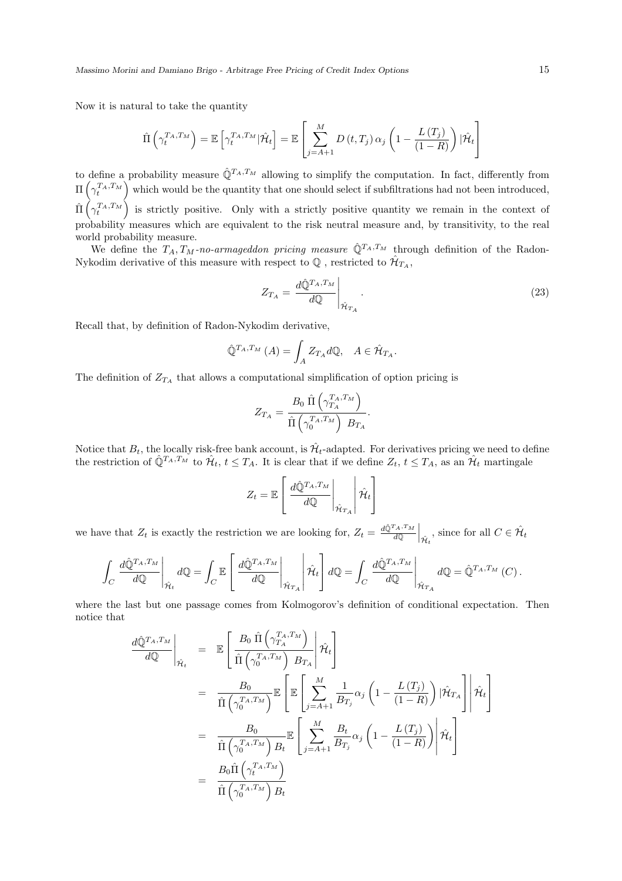Now it is natural to take the quantity

$$\hat{\Pi}\left(\gamma_t^{T_A,T_M}\right) = \mathbb{E}\left[\gamma_t^{T_A,T_M}|\hat{\mathcal{H}}_t\right] = \mathbb{E}\left[\sum_{j=A+1}^{M} D\left(t,T_j\right)\alpha_j\left(1-\frac{L\left(T_j\right)}{(1-R)}\right)|\hat{\mathcal{H}}_t\right]$$

to define a probability measure $\hat{\mathbb{Q}}^{T_A,T_M}$ allowing to simplify the computation. In fact, differently from $\Pi\left(\gamma_t^{T_A,T_M}\right)$ which would be the quantity that one should select if subfiltrations had not been introduced, $\hat{\Pi}\left(\gamma_t^{T_A,T_M}\right)$ is strictly positive. Only with a strictly positive quantity we remain in the context of probability measures which are equivalent to the risk neutral measure and, by transitivity, to the real world probability measure.

We define the $T_A, T_M$*-no-armageddon pricing measure* $\hat{\mathbb{Q}}^{T_A,T_M}$ through definition of the Radon-Nykodim derivative of this measure with respect to $\mathbb{Q}$ , restricted to $\hat{\mathcal{H}}_{T_A}$,

$$Z_{T_A} = \left.\frac{d\hat{\mathbb{Q}}^{T_A,T_M}}{d\mathbb{Q}}\right|_{\hat{\mathcal{H}}_{T_A}}. \tag{23}$$

Recall that, by definition of Radon-Nykodim derivative,

$$\hat{\mathbb{Q}}^{T_A,T_M}(A) = \int_A Z_{T_A} d\mathbb{Q}, \quad A \in \hat{\mathcal{H}}_{T_A}.$$

The definition of $Z_{T_A}$ that allows a computational simplification of option pricing is

$$Z_{T_A} = \frac{B_0\,\hat{\Pi}\left(\gamma_{T_A}^{T_A,T_M}\right)}{\hat{\Pi}\left(\gamma_0^{T_A,T_M}\right)\,B_{T_A}}.$$

Notice that $B_t$, the locally risk-free bank account, is $\hat{\mathcal{H}}_t$-adapted. For derivatives pricing we need to define the restriction of $\hat{\mathbb{Q}}^{T_A,T_M}$ to $\hat{\mathcal{H}}_t$, $t \le T_A$. It is clear that if we define $Z_t$, $t \le T_A$, as an $\hat{\mathcal{H}}_t$ martingale

$$Z_t = \mathbb{E}\left[\left.\left.\frac{d\hat{\mathbb{Q}}^{T_A,T_M}}{d\mathbb{Q}}\right|_{\hat{\mathcal{H}}_{T_A}}\right|\hat{\mathcal{H}}_t\right]$$

we have that $Z_t$ is exactly the restriction we are looking for, $Z_t = \left.\frac{d\hat{\mathbb{Q}}^{T_A,T_M}}{d\mathbb{Q}}\right|_{\hat{\mathcal{H}}_t}$, since for all $C \in \hat{\mathcal{H}}_t$

$$\int_C \left.\frac{d\hat{\mathbb{Q}}^{T_A,T_M}}{d\mathbb{Q}}\right|_{\hat{\mathcal{H}}_t} d\mathbb{Q} = \int_C \mathbb{E}\left[\left.\left.\frac{d\hat{\mathbb{Q}}^{T_A,T_M}}{d\mathbb{Q}}\right|_{\hat{\mathcal{H}}_{T_A}}\right|\hat{\mathcal{H}}_t\right] d\mathbb{Q} = \int_C \left.\frac{d\hat{\mathbb{Q}}^{T_A,T_M}}{d\mathbb{Q}}\right|_{\hat{\mathcal{H}}_{T_A}} d\mathbb{Q} = \hat{\mathbb{Q}}^{T_A,T_M}(C).$$

where the last but one passage comes from Kolmogorov's definition of conditional expectation. Then notice that

$$\begin{aligned}
\left.\frac{d\hat{\mathbb{Q}}^{T_A,T_M}}{d\mathbb{Q}}\right|_{\hat{\mathcal{H}}_t} &= \mathbb{E}\left[\left.\frac{B_0\,\hat{\Pi}\left(\gamma_{T_A}^{T_A,T_M}\right)}{\hat{\Pi}\left(\gamma_0^{T_A,T_M}\right)\,B_{T_A}}\right|\hat{\mathcal{H}}_t\right] \\
&= \frac{B_0}{\hat{\Pi}\left(\gamma_0^{T_A,T_M}\right)}\mathbb{E}\left[\left.\mathbb{E}\left[\sum_{j=A+1}^{M}\frac{1}{B_{T_j}}\alpha_j\left(1-\frac{L\left(T_j\right)}{(1-R)}\right)|\hat{\mathcal{H}}_{T_A}\right]\right|\hat{\mathcal{H}}_t\right] \\
&= \frac{B_0}{\hat{\Pi}\left(\gamma_0^{T_A,T_M}\right)B_t}\mathbb{E}\left[\left.\sum_{j=A+1}^{M}\frac{B_t}{B_{T_j}}\alpha_j\left(1-\frac{L\left(T_j\right)}{(1-R)}\right)\right|\hat{\mathcal{H}}_t\right] \\
&= \frac{B_0\hat{\Pi}\left(\gamma_t^{T_A,T_M}\right)}{\hat{\Pi}\left(\gamma_0^{T_A,T_M}\right)B_t}
\end{aligned}$$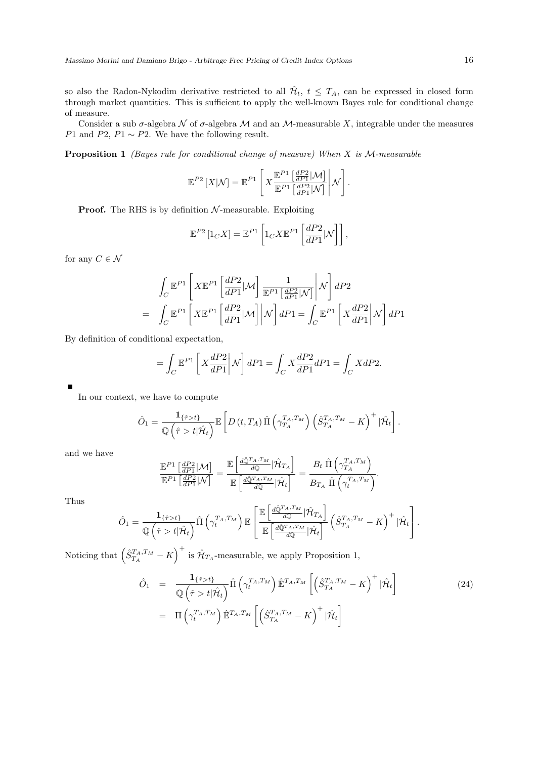so also the Radon-Nykodim derivative restricted to all $\hat{\mathcal{H}}_t$, $t \leq T_A$, can be expressed in closed form through market quantities. This is sufficient to apply the well-known Bayes rule for conditional change of measure.

Consider a sub $\sigma$-algebra $\mathcal{N}$ of $\sigma$-algebra $\mathcal{M}$ and an $\mathcal{M}$-measurable $X$, integrable under the measures $P1$ and $P2$, $P1 \sim P2$. We have the following result.

**Proposition 1** *(Bayes rule for conditional change of measure) When $X$ is $\mathcal{M}$-measurable*

$$\mathbb{E}^{P2}[X|\mathcal{N}] = \mathbb{E}^{P1}\left[ X \frac{\mathbb{E}^{P1}\left[\frac{dP2}{dP1}|\mathcal{M}\right]}{\mathbb{E}^{P1}\left[\frac{dP2}{dP1}|\mathcal{N}\right]} \middle| \mathcal{N} \right].$$

**Proof.** The RHS is by definition $\mathcal{N}$-measurable. Exploiting

$$\mathbb{E}^{P2}[1_C X] = \mathbb{E}^{P1}\left[1_C X \mathbb{E}^{P1}\left[\frac{dP2}{dP1}|\mathcal{N}\right]\right],$$

for any $C \in \mathcal{N}$

$$\begin{aligned}
&\int_C \mathbb{E}^{P1}\left[ X \mathbb{E}^{P1}\left[\frac{dP2}{dP1}|\mathcal{M}\right] \frac{1}{\mathbb{E}^{P1}\left[\frac{dP2}{dP1}|\mathcal{N}\right]} \middle| \mathcal{N}\right] dP2 \\
= &\int_C \mathbb{E}^{P1}\left[ X \mathbb{E}^{P1}\left[\frac{dP2}{dP1}|\mathcal{M}\right] \middle| \mathcal{N}\right] dP1 = \int_C \mathbb{E}^{P1}\left[ X \frac{dP2}{dP1} \middle| \mathcal{N}\right] dP1
\end{aligned}$$

By definition of conditional expectation,

$$= \int_C \mathbb{E}^{P1}\left[ X \frac{dP2}{dP1} \middle| \mathcal{N}\right] dP1 = \int_C X \frac{dP2}{dP1} dP1 = \int_C X dP2.$$

■

In our context, we have to compute

$$\hat{O}_1 = \frac{\mathbf{1}_{\{\hat{\tau}>t\}}}{\mathbb{Q}\left(\hat{\tau}>t|\hat{\mathcal{H}}_t\right)} \mathbb{E}\left[ D(t,T_A)\,\hat{\Pi}\left(\gamma_{T_A}^{T_A,T_M}\right)\left(\hat{S}_{T_A}^{T_A,T_M}-K\right)^+ |\hat{\mathcal{H}}_t \right].$$

and we have

$$\frac{\mathbb{E}^{P1}\left[\frac{dP2}{dP1}|\mathcal{M}\right]}{\mathbb{E}^{P1}\left[\frac{dP2}{dP1}|\mathcal{N}\right]} = \frac{\mathbb{E}\left[\frac{d\hat{\mathbb{Q}}^{T_A,T_M}}{d\mathbb{Q}}|\hat{\mathcal{H}}_{T_A}\right]}{\mathbb{E}\left[\frac{d\hat{\mathbb{Q}}^{T_A,T_M}}{d\mathbb{Q}}|\hat{\mathcal{H}}_t\right]} = \frac{B_t\,\hat{\Pi}\left(\gamma_{T_A}^{T_A,T_M}\right)}{B_{T_A}\,\hat{\Pi}\left(\gamma_t^{T_A,T_M}\right)}.$$

Thus

$$\hat{O}_1 = \frac{\mathbf{1}_{\{\hat{\tau}>t\}}}{\mathbb{Q}\left(\hat{\tau}>t|\hat{\mathcal{H}}_t\right)} \hat{\Pi}\left(\gamma_t^{T_A,T_M}\right) \mathbb{E}\left[ \frac{\mathbb{E}\left[\frac{d\hat{\mathbb{Q}}^{T_A,T_M}}{d\mathbb{Q}}|\hat{\mathcal{H}}_{T_A}\right]}{\mathbb{E}\left[\frac{d\hat{\mathbb{Q}}^{T_A,T_M}}{d\mathbb{Q}}|\hat{\mathcal{H}}_t\right]} \left(\hat{S}_{T_A}^{T_A,T_M}-K\right)^+ |\hat{\mathcal{H}}_t \right].$$

Noticing that $\left(\hat{S}_{T_A}^{T_A,T_M}-K\right)^+$ is $\hat{\mathcal{H}}_{T_A}$-measurable, we apply Proposition 1,

$$\begin{aligned}
\hat{O}_1 &= \frac{\mathbf{1}_{\{\hat{\tau}>t\}}}{\mathbb{Q}\left(\hat{\tau}>t|\hat{\mathcal{H}}_t\right)} \hat{\Pi}\left(\gamma_t^{T_A,T_M}\right) \hat{\mathbb{E}}^{T_A,T_M}\left[\left(\hat{S}_{T_A}^{T_A,T_M}-K\right)^+ |\hat{\mathcal{H}}_t\right] \qquad (24) \\
&= \Pi\left(\gamma_t^{T_A,T_M}\right) \hat{\mathbb{E}}^{T_A,T_M}\left[\left(\hat{S}_{T_A}^{T_A,T_M}-K\right)^+ |\hat{\mathcal{H}}_t\right]
\end{aligned}$$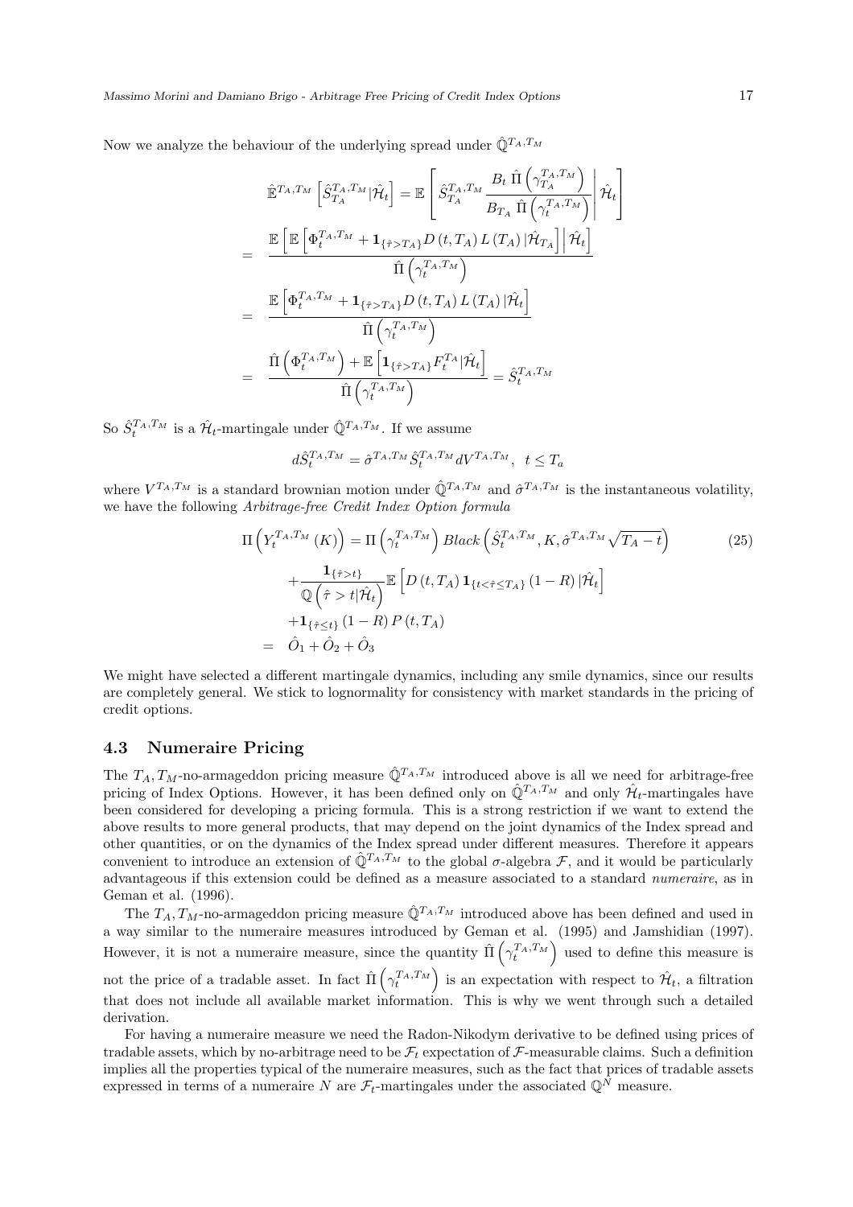Now we analyze the behaviour of the underlying spread under $\hat{\mathbb{Q}}^{T_A,T_M}$

$$
\begin{aligned}
\hat{\mathbb{E}}^{T_A,T_M}\left[\hat{S}_{T_A}^{T_A,T_M}|\hat{\mathcal{H}}_t\right] &= \mathbb{E}\left[\hat{S}_{T_A}^{T_A,T_M}\frac{B_t\,\hat{\Pi}\left(\gamma_{T_A}^{T_A,T_M}\right)}{B_{T_A}\,\hat{\Pi}\left(\gamma_t^{T_A,T_M}\right)}\middle|\hat{\mathcal{H}}_t\right] \\
&= \frac{\mathbb{E}\left[\mathbb{E}\left[\Phi_t^{T_A,T_M}+\mathbf{1}_{\{\hat{\tau}>T_A\}}D\left(t,T_A\right)L\left(T_A\right)|\hat{\mathcal{H}}_{T_A}\right]\middle|\hat{\mathcal{H}}_t\right]}{\hat{\Pi}\left(\gamma_t^{T_A,T_M}\right)} \\
&= \frac{\mathbb{E}\left[\Phi_t^{T_A,T_M}+\mathbf{1}_{\{\hat{\tau}>T_A\}}D\left(t,T_A\right)L\left(T_A\right)|\hat{\mathcal{H}}_t\right]}{\hat{\Pi}\left(\gamma_t^{T_A,T_M}\right)} \\
&= \frac{\hat{\Pi}\left(\Phi_t^{T_A,T_M}\right)+\mathbb{E}\left[\mathbf{1}_{\{\hat{\tau}>T_A\}}F_t^{T_A}|\hat{\mathcal{H}}_t\right]}{\hat{\Pi}\left(\gamma_t^{T_A,T_M}\right)} = \hat{S}_t^{T_A,T_M}
\end{aligned}
$$

So $\hat{S}_t^{T_A,T_M}$ is a $\hat{\mathcal{H}}_t$-martingale under $\hat{\mathbb{Q}}^{T_A,T_M}$. If we assume

$$
d\hat{S}_t^{T_A,T_M} = \hat{\sigma}^{T_A,T_M}\hat{S}_t^{T_A,T_M}dV^{T_A,T_M}, \quad t \leq T_a
$$

where $V^{T_A,T_M}$ is a standard brownian motion under $\hat{\mathbb{Q}}^{T_A,T_M}$ and $\hat{\sigma}^{T_A,T_M}$ is the instantaneous volatility, we have the following *Arbitrage-free Credit Index Option formula*

$$
\begin{aligned}
\Pi\left(Y_t^{T_A,T_M}(K)\right) &= \Pi\left(\gamma_t^{T_A,T_M}\right)Black\left(\hat{S}_t^{T_A,T_M},K,\hat{\sigma}^{T_A,T_M}\sqrt{T_A-t}\right) \qquad (25)\\
&+\frac{\mathbf{1}_{\{\hat{\tau}>t\}}}{\mathbb{Q}\left(\hat{\tau}>t|\hat{\mathcal{H}}_t\right)}\mathbb{E}\left[D\left(t,T_A\right)\mathbf{1}_{\{t<\hat{\tau}\leq T_A\}}\left(1-R\right)|\hat{\mathcal{H}}_t\right] \\
&+\mathbf{1}_{\{\hat{\tau}\leq t\}}\left(1-R\right)P\left(t,T_A\right) \\
&= \hat{O}_1+\hat{O}_2+\hat{O}_3
\end{aligned}
$$

We might have selected a different martingale dynamics, including any smile dynamics, since our results are completely general. We stick to lognormality for consistency with market standards in the pricing of credit options.

### 4.3 Numeraire Pricing

The $T_A, T_M$-no-armageddon pricing measure $\hat{\mathbb{Q}}^{T_A,T_M}$ introduced above is all we need for arbitrage-free pricing of Index Options. However, it has been defined only on $\hat{\mathbb{Q}}^{T_A,T_M}$ and only $\hat{\mathcal{H}}_t$-martingales have been considered for developing a pricing formula. This is a strong restriction if we want to extend the above results to more general products, that may depend on the joint dynamics of the Index spread and other quantities, or on the dynamics of the Index spread under different measures. Therefore it appears convenient to introduce an extension of $\hat{\mathbb{Q}}^{T_A,T_M}$ to the global $\sigma$-algebra $\mathcal{F}$, and it would be particularly advantageous if this extension could be defined as a measure associated to a standard *numeraire*, as in Geman et al. (1996).

The $T_A, T_M$-no-armageddon pricing measure $\hat{\mathbb{Q}}^{T_A,T_M}$ introduced above has been defined and used in a way similar to the numeraire measures introduced by Geman et al. (1995) and Jamshidian (1997). However, it is not a numeraire measure, since the quantity $\hat{\Pi}\left(\gamma_t^{T_A,T_M}\right)$ used to define this measure is not the price of a tradable asset. In fact $\hat{\Pi}\left(\gamma_t^{T_A,T_M}\right)$ is an expectation with respect to $\hat{\mathcal{H}}_t$, a filtration that does not include all available market information. This is why we went through such a detailed derivation.

For having a numeraire measure we need the Radon-Nikodym derivative to be defined using prices of tradable assets, which by no-arbitrage need to be $\mathcal{F}_t$ expectation of $\mathcal{F}$-measurable claims. Such a definition implies all the properties typical of the numeraire measures, such as the fact that prices of tradable assets expressed in terms of a numeraire $N$ are $\mathcal{F}_t$-martingales under the associated $\mathbb{Q}^N$ measure.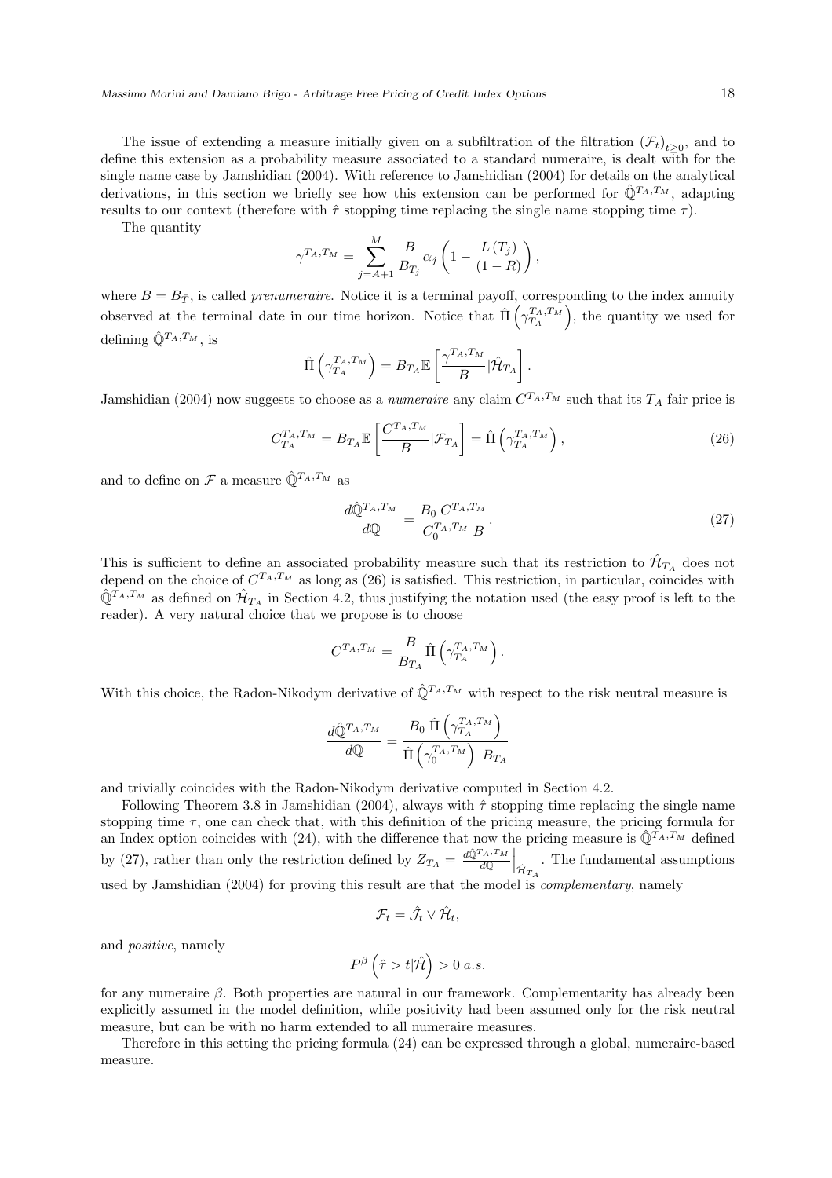The issue of extending a measure initially given on a subfiltration of the filtration $(\mathcal{F}_t)_{t\geq 0}$, and to define this extension as a probability measure associated to a standard numeraire, is dealt with for the single name case by Jamshidian (2004). With reference to Jamshidian (2004) for details on the analytical derivations, in this section we briefly see how this extension can be performed for $\hat{\mathbb{Q}}^{T_A,T_M}$, adapting results to our context (therefore with $\hat{\tau}$ stopping time replacing the single name stopping time $\tau$).

The quantity

$$\gamma^{T_A,T_M} = \sum_{j=A+1}^{M} \frac{B}{B_{T_j}} \alpha_j \left(1 - \frac{L(T_j)}{(1-R)}\right),$$

where $B = B_{\bar{T}}$, is called *prenumeraire*. Notice it is a terminal payoff, corresponding to the index annuity observed at the terminal date in our time horizon. Notice that $\hat{\Pi}\left(\gamma_{T_A}^{T_A,T_M}\right)$, the quantity we used for defining $\hat{\mathbb{Q}}^{T_A,T_M}$, is

$$\hat{\Pi}\left(\gamma_{T_A}^{T_A,T_M}\right) = B_{T_A}\mathbb{E}\left[\frac{\gamma^{T_A,T_M}}{B}|\hat{\mathcal{H}}_{T_A}\right].$$

Jamshidian (2004) now suggests to choose as a *numeraire* any claim $C^{T_A,T_M}$ such that its $T_A$ fair price is

$$C_{T_A}^{T_A,T_M} = B_{T_A}\mathbb{E}\left[\frac{C^{T_A,T_M}}{B}|\mathcal{F}_{T_A}\right] = \hat{\Pi}\left(\gamma_{T_A}^{T_A,T_M}\right), \tag{26}$$

and to define on $\mathcal{F}$ a measure $\hat{\mathbb{Q}}^{T_A,T_M}$ as

$$\frac{d\hat{\mathbb{Q}}^{T_A,T_M}}{d\mathbb{Q}} = \frac{B_0\, C^{T_A,T_M}}{C_0^{T_A,T_M}\, B}. \tag{27}$$

This is sufficient to define an associated probability measure such that its restriction to $\hat{\mathcal{H}}_{T_A}$ does not depend on the choice of $C^{T_A,T_M}$ as long as (26) is satisfied. This restriction, in particular, coincides with $\hat{\mathbb{Q}}^{T_A,T_M}$ as defined on $\hat{\mathcal{H}}_{T_A}$ in Section 4.2, thus justifying the notation used (the easy proof is left to the reader). A very natural choice that we propose is to choose

$$C^{T_A,T_M} = \frac{B}{B_{T_A}}\hat{\Pi}\left(\gamma_{T_A}^{T_A,T_M}\right).$$

With this choice, the Radon-Nikodym derivative of $\hat{\mathbb{Q}}^{T_A,T_M}$ with respect to the risk neutral measure is

$$\frac{d\hat{\mathbb{Q}}^{T_A,T_M}}{d\mathbb{Q}} = \frac{B_0\, \hat{\Pi}\left(\gamma_{T_A}^{T_A,T_M}\right)}{\hat{\Pi}\left(\gamma_0^{T_A,T_M}\right)\, B_{T_A}}$$

and trivially coincides with the Radon-Nikodym derivative computed in Section 4.2.

Following Theorem 3.8 in Jamshidian (2004), always with $\hat{\tau}$ stopping time replacing the single name stopping time $\tau$, one can check that, with this definition of the pricing measure, the pricing formula for an Index option coincides with (24), with the difference that now the pricing measure is $\hat{\mathbb{Q}}^{T_A,T_M}$ defined by (27), rather than only the restriction defined by $Z_{T_A} = \left.\frac{d\hat{\mathbb{Q}}^{T_A,T_M}}{d\mathbb{Q}}\right|_{\hat{\mathcal{H}}_{T_A}}$. The fundamental assumptions used by Jamshidian (2004) for proving this result are that the model is *complementary*, namely

$$\mathcal{F}_t = \hat{\mathcal{J}}_t \vee \hat{\mathcal{H}}_t,$$

and *positive*, namely

$$P^{\beta}\left(\hat{\tau} > t|\hat{\mathcal{H}}\right) > 0 \; a.s.$$

for any numeraire $\beta$. Both properties are natural in our framework. Complementarity has already been explicitly assumed in the model definition, while positivity had been assumed only for the risk neutral measure, but can be with no harm extended to all numeraire measures.

Therefore in this setting the pricing formula (24) can be expressed through a global, numeraire-based measure.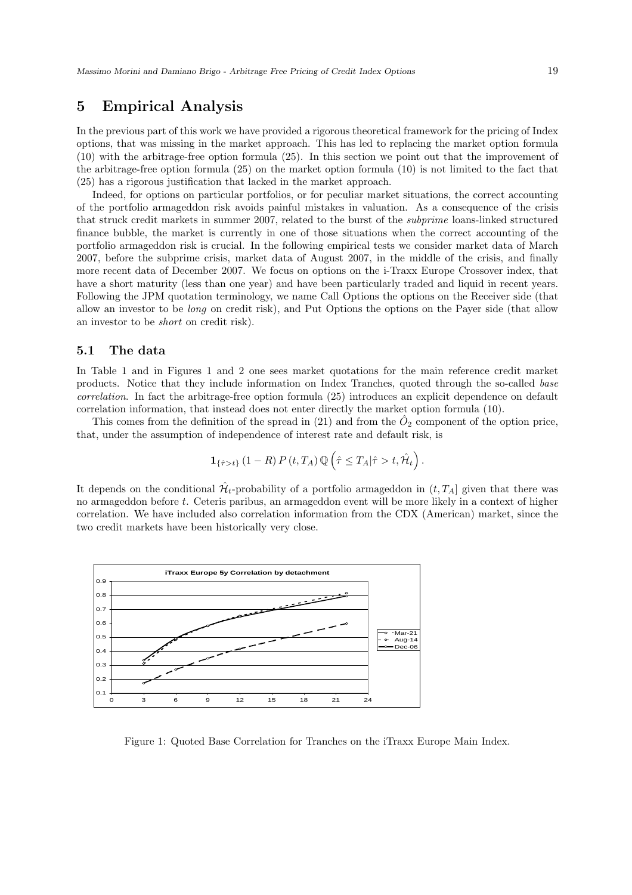## 5 Empirical Analysis

In the previous part of this work we have provided a rigorous theoretical framework for the pricing of Index options, that was missing in the market approach. This has led to replacing the market option formula (10) with the arbitrage-free option formula (25). In this section we point out that the improvement of the arbitrage-free option formula (25) on the market option formula (10) is not limited to the fact that (25) has a rigorous justification that lacked in the market approach.

Indeed, for options on particular portfolios, or for peculiar market situations, the correct accounting of the portfolio armageddon risk avoids painful mistakes in valuation. As a consequence of the crisis that struck credit markets in summer 2007, related to the burst of the *subprime* loans-linked structured finance bubble, the market is currently in one of those situations when the correct accounting of the portfolio armageddon risk is crucial. In the following empirical tests we consider market data of March 2007, before the subprime crisis, market data of August 2007, in the middle of the crisis, and finally more recent data of December 2007. We focus on options on the i-Traxx Europe Crossover index, that have a short maturity (less than one year) and have been particularly traded and liquid in recent years. Following the JPM quotation terminology, we name Call Options the options on the Receiver side (that allow an investor to be *long* on credit risk), and Put Options the options on the Payer side (that allow an investor to be *short* on credit risk).

### 5.1 The data

In Table 1 and in Figures 1 and 2 one sees market quotations for the main reference credit market products. Notice that they include information on Index Tranches, quoted through the so-called *base correlation*. In fact the arbitrage-free option formula (25) introduces an explicit dependence on default correlation information, that instead does not enter directly the market option formula (10).

This comes from the definition of the spread in (21) and from the $\hat{O}_2$ component of the option price, that, under the assumption of independence of interest rate and default risk, is

$$\mathbf{1}_{\{\hat{\tau}>t\}}\,(1-R)\,P\,(t,T_A)\,\mathbb{Q}\left(\hat{\tau}\leq T_A|\hat{\tau}>t,\hat{\mathcal{H}}_t\right).$$

It depends on the conditional $\hat{\mathcal{H}}_t$-probability of a portfolio armageddon in $(t,T_A]$ given that there was no armageddon before $t$. Ceteris paribus, an armageddon event will be more likely in a context of higher correlation. We have included also correlation information from the CDX (American) market, since the two credit markets have been historically very close.

Figure 1: Quoted Base Correlation for Tranches on the iTraxx Europe Main Index.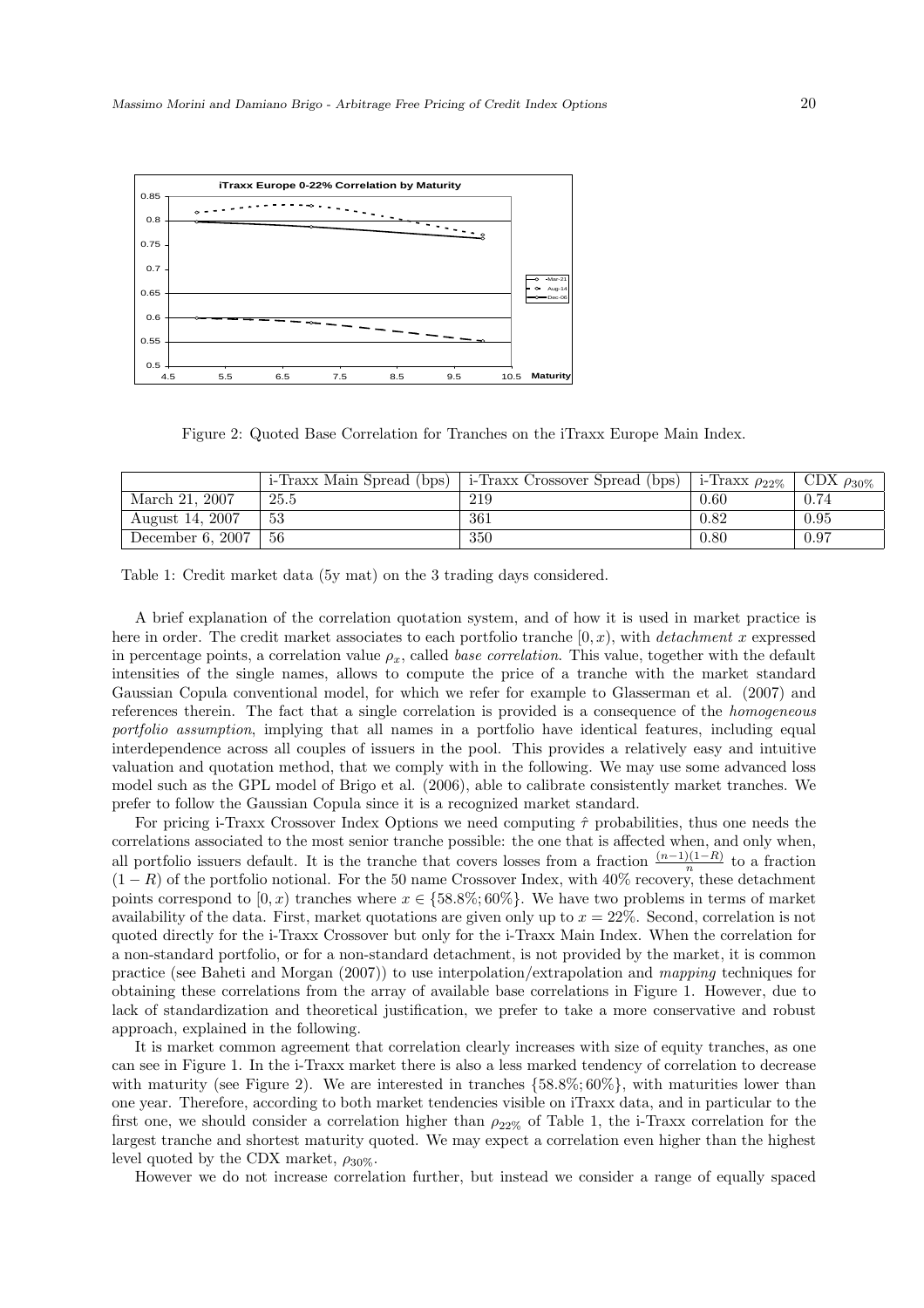Figure 2: Quoted Base Correlation for Tranches on the iTraxx Europe Main Index.

| | i-Traxx Main Spread (bps) | i-Traxx Crossover Spread (bps) | i-Traxx $\rho_{22\%}$ | CDX $\rho_{30\%}$ |
|---|---|---|---|---|
| March 21, 2007 | 25.5 | 219 | 0.60 | 0.74 |
| August 14, 2007 | 53 | 361 | 0.82 | 0.95 |
| December 6, 2007 | 56 | 350 | 0.80 | 0.97 |

Table 1: Credit market data (5y mat) on the 3 trading days considered.

A brief explanation of the correlation quotation system, and of how it is used in market practice is here in order. The credit market associates to each portfolio tranche $[0, x)$, with *detachment* $x$ expressed in percentage points, a correlation value $\rho_x$, called *base correlation*. This value, together with the default intensities of the single names, allows to compute the price of a tranche with the market standard Gaussian Copula conventional model, for which we refer for example to Glasserman et al. (2007) and references therein. The fact that a single correlation is provided is a consequence of the *homogeneous portfolio assumption*, implying that all names in a portfolio have identical features, including equal interdependence across all couples of issuers in the pool. This provides a relatively easy and intuitive valuation and quotation method, that we comply with in the following. We may use some advanced loss model such as the GPL model of Brigo et al. (2006), able to calibrate consistently market tranches. We prefer to follow the Gaussian Copula since it is a recognized market standard.

For pricing i-Traxx Crossover Index Options we need computing $\hat{\tau}$ probabilities, thus one needs the correlations associated to the most senior tranche possible: the one that is affected when, and only when, all portfolio issuers default. It is the tranche that covers losses from a fraction $\frac{(n-1)(1-R)}{n}$ to a fraction $(1-R)$ of the portfolio notional. For the 50 name Crossover Index, with 40% recovery, these detachment points correspond to $[0, x)$ tranches where $x \in \{58.8\%; 60\%\}$. We have two problems in terms of market availability of the data. First, market quotations are given only up to $x = 22\%$. Second, correlation is not quoted directly for the i-Traxx Crossover but only for the i-Traxx Main Index. When the correlation for a non-standard portfolio, or for a non-standard detachment, is not provided by the market, it is common practice (see Baheti and Morgan (2007)) to use interpolation/extrapolation and *mapping* techniques for obtaining these correlations from the array of available base correlations in Figure 1. However, due to lack of standardization and theoretical justification, we prefer to take a more conservative and robust approach, explained in the following.

It is market common agreement that correlation clearly increases with size of equity tranches, as one can see in Figure 1. In the i-Traxx market there is also a less marked tendency of correlation to decrease with maturity (see Figure 2). We are interested in tranches $\{58.8\%; 60\%\}$, with maturities lower than one year. Therefore, according to both market tendencies visible on iTraxx data, and in particular to the first one, we should consider a correlation higher than $\rho_{22\%}$ of Table 1, the i-Traxx correlation for the largest tranche and shortest maturity quoted. We may expect a correlation even higher than the highest level quoted by the CDX market, $\rho_{30\%}$.

However we do not increase correlation further, but instead we consider a range of equally spaced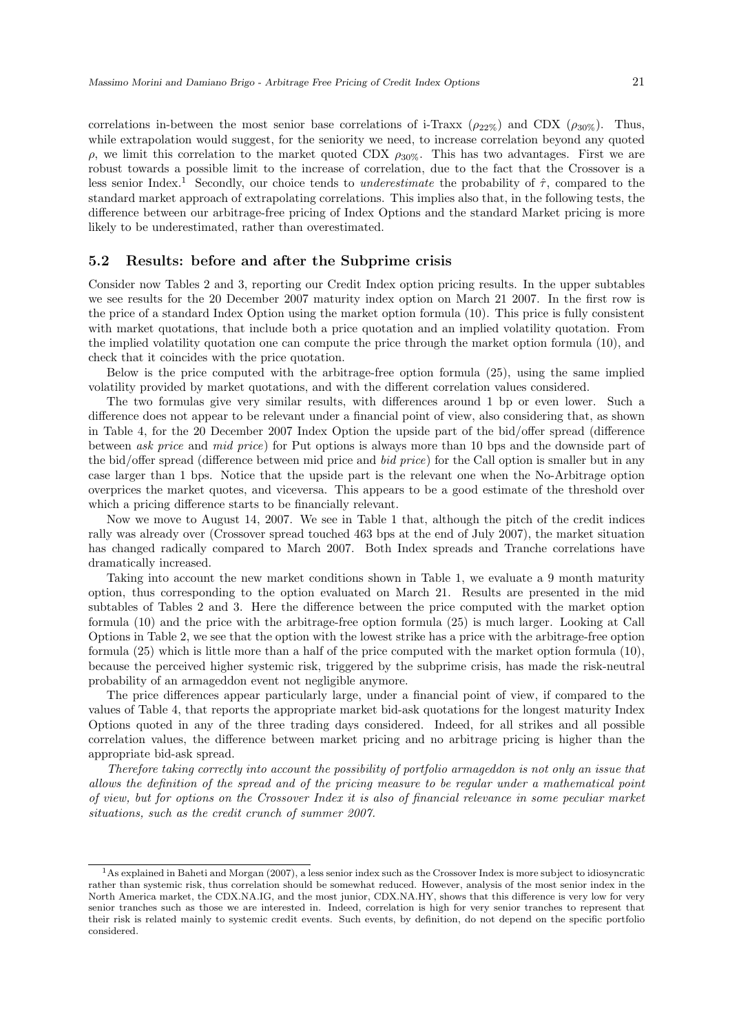correlations in-between the most senior base correlations of i-Traxx ($\rho_{22\%}$) and CDX ($\rho_{30\%}$). Thus, while extrapolation would suggest, for the seniority we need, to increase correlation beyond any quoted $\rho$, we limit this correlation to the market quoted CDX $\rho_{30\%}$. This has two advantages. First we are robust towards a possible limit to the increase of correlation, due to the fact that the Crossover is a less senior Index.[1] Secondly, our choice tends to *underestimate* the probability of $\hat{\tau}$, compared to the standard market approach of extrapolating correlations. This implies also that, in the following tests, the difference between our arbitrage-free pricing of Index Options and the standard Market pricing is more likely to be underestimated, rather than overestimated.

## 5.2 Results: before and after the Subprime crisis

Consider now Tables 2 and 3, reporting our Credit Index option pricing results. In the upper subtables we see results for the 20 December 2007 maturity index option on March 21 2007. In the first row is the price of a standard Index Option using the market option formula (10). This price is fully consistent with market quotations, that include both a price quotation and an implied volatility quotation. From the implied volatility quotation one can compute the price through the market option formula (10), and check that it coincides with the price quotation.

Below is the price computed with the arbitrage-free option formula (25), using the same implied volatility provided by market quotations, and with the different correlation values considered.

The two formulas give very similar results, with differences around 1 bp or even lower. Such a difference does not appear to be relevant under a financial point of view, also considering that, as shown in Table 4, for the 20 December 2007 Index Option the upside part of the bid/offer spread (difference between *ask price* and *mid price*) for Put options is always more than 10 bps and the downside part of the bid/offer spread (difference between mid price and *bid price*) for the Call option is smaller but in any case larger than 1 bps. Notice that the upside part is the relevant one when the No-Arbitrage option overprices the market quotes, and viceversa. This appears to be a good estimate of the threshold over which a pricing difference starts to be financially relevant.

Now we move to August 14, 2007. We see in Table 1 that, although the pitch of the credit indices rally was already over (Crossover spread touched 463 bps at the end of July 2007), the market situation has changed radically compared to March 2007. Both Index spreads and Tranche correlations have dramatically increased.

Taking into account the new market conditions shown in Table 1, we evaluate a 9 month maturity option, thus corresponding to the option evaluated on March 21. Results are presented in the mid subtables of Tables 2 and 3. Here the difference between the price computed with the market option formula (10) and the price with the arbitrage-free option formula (25) is much larger. Looking at Call Options in Table 2, we see that the option with the lowest strike has a price with the arbitrage-free option formula (25) which is little more than a half of the price computed with the market option formula (10), because the perceived higher systemic risk, triggered by the subprime crisis, has made the risk-neutral probability of an armageddon event not negligible anymore.

The price differences appear particularly large, under a financial point of view, if compared to the values of Table 4, that reports the appropriate market bid-ask quotations for the longest maturity Index Options quoted in any of the three trading days considered. Indeed, for all strikes and all possible correlation values, the difference between market pricing and no arbitrage pricing is higher than the appropriate bid-ask spread.

*Therefore taking correctly into account the possibility of portfolio armageddon is not only an issue that allows the definition of the spread and of the pricing measure to be regular under a mathematical point of view, but for options on the Crossover Index it is also of financial relevance in some peculiar market situations, such as the credit crunch of summer 2007.*

[1] As explained in Baheti and Morgan (2007), a less senior index such as the Crossover Index is more subject to idiosyncratic rather than systemic risk, thus correlation should be somewhat reduced. However, analysis of the most senior index in the North America market, the CDX.NA.IG, and the most junior, CDX.NA.HY, shows that this difference is very low for very senior tranches such as those we are interested in. Indeed, correlation is high for very senior tranches to represent that their risk is related mainly to systemic credit events. Such events, by definition, do not depend on the specific portfolio considered.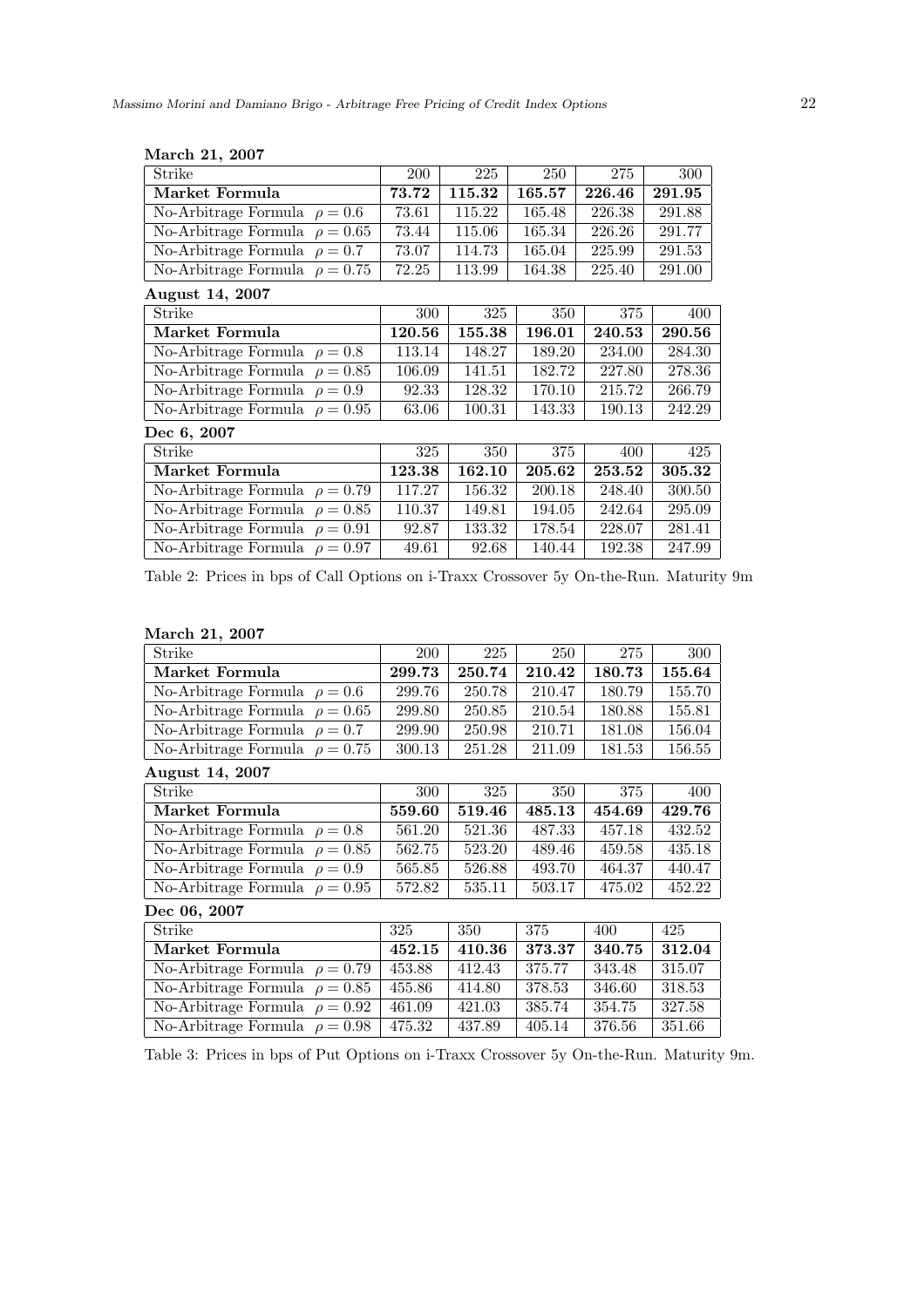**March 21, 2007**

| Strike | 200 | 225 | 250 | 275 | 300 |
|---|---|---|---|---|---|
| **Market Formula** | **73.72** | **115.32** | **165.57** | **226.46** | **291.95** |
| No-Arbitrage Formula $\rho = 0.6$ | 73.61 | 115.22 | 165.48 | 226.38 | 291.88 |
| No-Arbitrage Formula $\rho = 0.65$ | 73.44 | 115.06 | 165.34 | 226.26 | 291.77 |
| No-Arbitrage Formula $\rho = 0.7$ | 73.07 | 114.73 | 165.04 | 225.99 | 291.53 |
| No-Arbitrage Formula $\rho = 0.75$ | 72.25 | 113.99 | 164.38 | 225.40 | 291.00 |

**August 14, 2007**

| Strike | 300 | 325 | 350 | 375 | 400 |
|---|---|---|---|---|---|
| **Market Formula** | **120.56** | **155.38** | **196.01** | **240.53** | **290.56** |
| No-Arbitrage Formula $\rho = 0.8$ | 113.14 | 148.27 | 189.20 | 234.00 | 284.30 |
| No-Arbitrage Formula $\rho = 0.85$ | 106.09 | 141.51 | 182.72 | 227.80 | 278.36 |
| No-Arbitrage Formula $\rho = 0.9$ | 92.33 | 128.32 | 170.10 | 215.72 | 266.79 |
| No-Arbitrage Formula $\rho = 0.95$ | 63.06 | 100.31 | 143.33 | 190.13 | 242.29 |

**Dec 6, 2007**

| Strike | 325 | 350 | 375 | 400 | 425 |
|---|---|---|---|---|---|
| **Market Formula** | **123.38** | **162.10** | **205.62** | **253.52** | **305.32** |
| No-Arbitrage Formula $\rho = 0.79$ | 117.27 | 156.32 | 200.18 | 248.40 | 300.50 |
| No-Arbitrage Formula $\rho = 0.85$ | 110.37 | 149.81 | 194.05 | 242.64 | 295.09 |
| No-Arbitrage Formula $\rho = 0.91$ | 92.87 | 133.32 | 178.54 | 228.07 | 281.41 |
| No-Arbitrage Formula $\rho = 0.97$ | 49.61 | 92.68 | 140.44 | 192.38 | 247.99 |

Table 2: Prices in bps of Call Options on i-Traxx Crossover 5y On-the-Run. Maturity 9m

**March 21, 2007**

| Strike | 200 | 225 | 250 | 275 | 300 |
|---|---|---|---|---|---|
| **Market Formula** | **299.73** | **250.74** | **210.42** | **180.73** | **155.64** |
| No-Arbitrage Formula $\rho = 0.6$ | 299.76 | 250.78 | 210.47 | 180.79 | 155.70 |
| No-Arbitrage Formula $\rho = 0.65$ | 299.80 | 250.85 | 210.54 | 180.88 | 155.81 |
| No-Arbitrage Formula $\rho = 0.7$ | 299.90 | 250.98 | 210.71 | 181.08 | 156.04 |
| No-Arbitrage Formula $\rho = 0.75$ | 300.13 | 251.28 | 211.09 | 181.53 | 156.55 |

**August 14, 2007**

| Strike | 300 | 325 | 350 | 375 | 400 |
|---|---|---|---|---|---|
| **Market Formula** | **559.60** | **519.46** | **485.13** | **454.69** | **429.76** |
| No-Arbitrage Formula $\rho = 0.8$ | 561.20 | 521.36 | 487.33 | 457.18 | 432.52 |
| No-Arbitrage Formula $\rho = 0.85$ | 562.75 | 523.20 | 489.46 | 459.58 | 435.18 |
| No-Arbitrage Formula $\rho = 0.9$ | 565.85 | 526.88 | 493.70 | 464.37 | 440.47 |
| No-Arbitrage Formula $\rho = 0.95$ | 572.82 | 535.11 | 503.17 | 475.02 | 452.22 |

**Dec 06, 2007**

| Strike | 325 | 350 | 375 | 400 | 425 |
|---|---|---|---|---|---|
| **Market Formula** | **452.15** | **410.36** | **373.37** | **340.75** | **312.04** |
| No-Arbitrage Formula $\rho = 0.79$ | 453.88 | 412.43 | 375.77 | 343.48 | 315.07 |
| No-Arbitrage Formula $\rho = 0.85$ | 455.86 | 414.80 | 378.53 | 346.60 | 318.53 |
| No-Arbitrage Formula $\rho = 0.92$ | 461.09 | 421.03 | 385.74 | 354.75 | 327.58 |
| No-Arbitrage Formula $\rho = 0.98$ | 475.32 | 437.89 | 405.14 | 376.56 | 351.66 |

Table 3: Prices in bps of Put Options on i-Traxx Crossover 5y On-the-Run. Maturity 9m.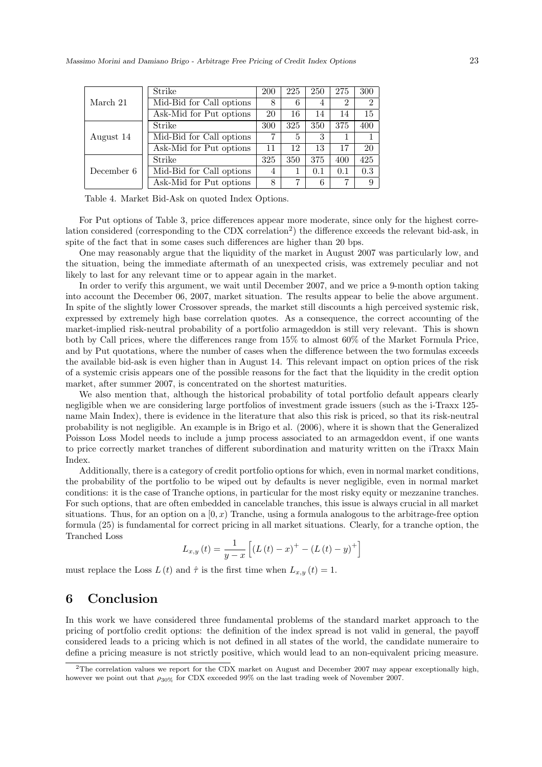| | Strike | 200 | 225 | 250 | 275 | 300 |
|---|---|---|---|---|---|---|
| March 21 | Mid-Bid for Call options | 8 | 6 | 4 | 2 | 2 |
| | Ask-Mid for Put options | 20 | 16 | 14 | 14 | 15 |
| | Strike | 300 | 325 | 350 | 375 | 400 |
| August 14 | Mid-Bid for Call options | 7 | 5 | 3 | 1 | 1 |
| | Ask-Mid for Put options | 11 | 12 | 13 | 17 | 20 |
| | Strike | 325 | 350 | 375 | 400 | 425 |
| December 6 | Mid-Bid for Call options | 4 | 1 | 0.1 | 0.1 | 0.3 |
| | Ask-Mid for Put options | 8 | 7 | 6 | 7 | 9 |

Table 4. Market Bid-Ask on quoted Index Options.

For Put options of Table 3, price differences appear more moderate, since only for the highest correlation considered (corresponding to the CDX correlation[2]) the difference exceeds the relevant bid-ask, in spite of the fact that in some cases such differences are higher than 20 bps.

One may reasonably argue that the liquidity of the market in August 2007 was particularly low, and the situation, being the immediate aftermath of an unexpected crisis, was extremely peculiar and not likely to last for any relevant time or to appear again in the market.

In order to verify this argument, we wait until December 2007, and we price a 9-month option taking into account the December 06, 2007, market situation. The results appear to belie the above argument. In spite of the slightly lower Crossover spreads, the market still discounts a high perceived systemic risk, expressed by extremely high base correlation quotes. As a consequence, the correct accounting of the market-implied risk-neutral probability of a portfolio armageddon is still very relevant. This is shown both by Call prices, where the differences range from 15% to almost 60% of the Market Formula Price, and by Put quotations, where the number of cases when the difference between the two formulas exceeds the available bid-ask is even higher than in August 14. This relevant impact on option prices of the risk of a systemic crisis appears one of the possible reasons for the fact that the liquidity in the credit option market, after summer 2007, is concentrated on the shortest maturities.

We also mention that, although the historical probability of total portfolio default appears clearly negligible when we are considering large portfolios of investment grade issuers (such as the i-Traxx 125-name Main Index), there is evidence in the literature that also this risk is priced, so that its risk-neutral probability is not negligible. An example is in Brigo et al. (2006), where it is shown that the Generalized Poisson Loss Model needs to include a jump process associated to an armageddon event, if one wants to price correctly market tranches of different subordination and maturity written on the iTraxx Main Index.

Additionally, there is a category of credit portfolio options for which, even in normal market conditions, the probability of the portfolio to be wiped out by defaults is never negligible, even in normal market conditions: it is the case of Tranche options, in particular for the most risky equity or mezzanine tranches. For such options, that are often embedded in cancelable tranches, this issue is always crucial in all market situations. Thus, for an option on a $[0, x)$ Tranche, using a formula analogous to the arbitrage-free option formula (25) is fundamental for correct pricing in all market situations. Clearly, for a tranche option, the Tranched Loss

$$L_{x,y}(t) = \frac{1}{y-x}\left[(L(t)-x)^{+} - (L(t)-y)^{+}\right]$$

must replace the Loss $L(t)$ and $\hat{\tau}$ is the first time when $L_{x,y}(t) = 1$.

# 6 Conclusion

In this work we have considered three fundamental problems of the standard market approach to the pricing of portfolio credit options: the definition of the index spread is not valid in general, the payoff considered leads to a pricing which is not defined in all states of the world, the candidate numeraire to define a pricing measure is not strictly positive, which would lead to an non-equivalent pricing measure.

[2] The correlation values we report for the CDX market on August and December 2007 may appear exceptionally high, however we point out that $\rho_{30\%}$ for CDX exceeded 99% on the last trading week of November 2007.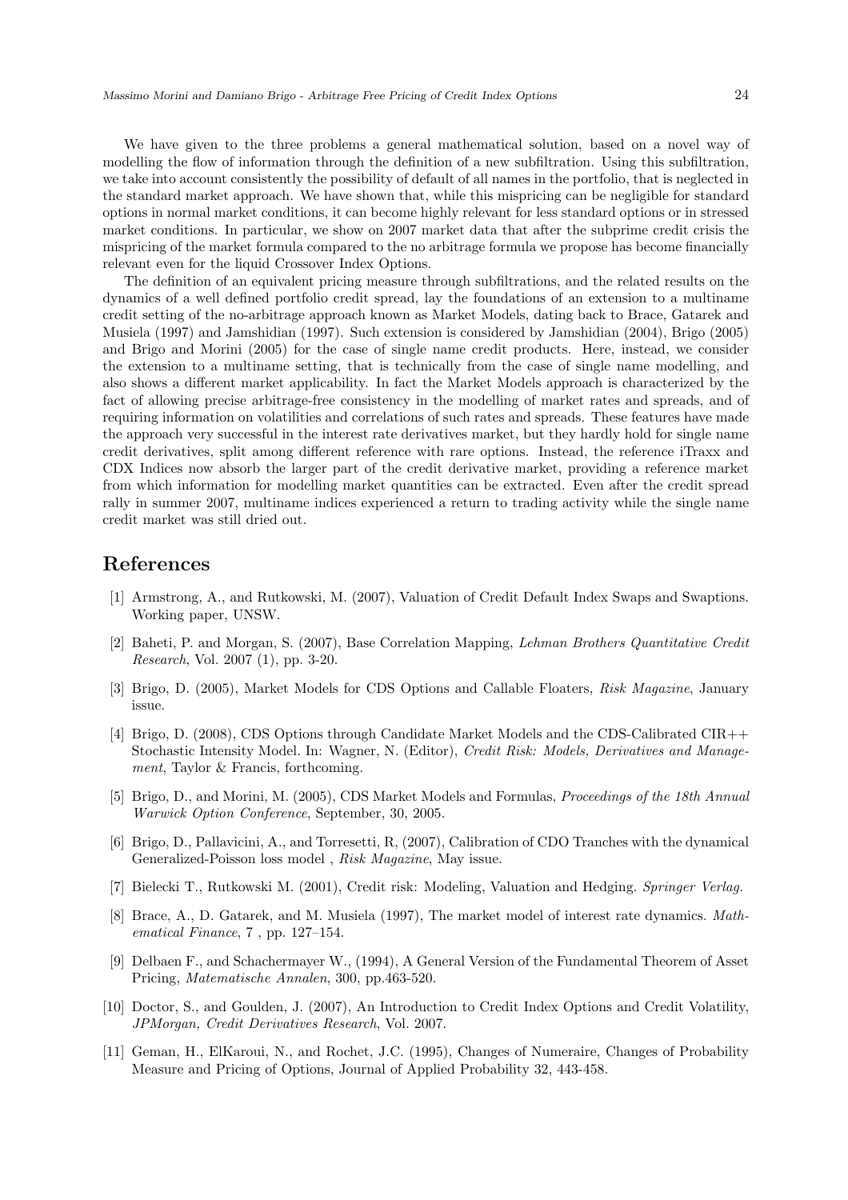We have given to the three problems a general mathematical solution, based on a novel way of modelling the flow of information through the definition of a new subfiltration. Using this subfiltration, we take into account consistently the possibility of default of all names in the portfolio, that is neglected in the standard market approach. We have shown that, while this mispricing can be negligible for standard options in normal market conditions, it can become highly relevant for less standard options or in stressed market conditions. In particular, we show on 2007 market data that after the subprime credit crisis the mispricing of the market formula compared to the no arbitrage formula we propose has become financially relevant even for the liquid Crossover Index Options.

The definition of an equivalent pricing measure through subfiltrations, and the related results on the dynamics of a well defined portfolio credit spread, lay the foundations of an extension to a multiname credit setting of the no-arbitrage approach known as Market Models, dating back to Brace, Gatarek and Musiela (1997) and Jamshidian (1997). Such extension is considered by Jamshidian (2004), Brigo (2005) and Brigo and Morini (2005) for the case of single name credit products. Here, instead, we consider the extension to a multiname setting, that is technically from the case of single name modelling, and also shows a different market applicability. In fact the Market Models approach is characterized by the fact of allowing precise arbitrage-free consistency in the modelling of market rates and spreads, and of requiring information on volatilities and correlations of such rates and spreads. These features have made the approach very successful in the interest rate derivatives market, but they hardly hold for single name credit derivatives, split among different reference with rare options. Instead, the reference iTraxx and CDX Indices now absorb the larger part of the credit derivative market, providing a reference market from which information for modelling market quantities can be extracted. Even after the credit spread rally in summer 2007, multiname indices experienced a return to trading activity while the single name credit market was still dried out.

# References

[1] Armstrong, A., and Rutkowski, M. (2007), Valuation of Credit Default Index Swaps and Swaptions. Working paper, UNSW.

[2] Baheti, P. and Morgan, S. (2007), Base Correlation Mapping, *Lehman Brothers Quantitative Credit Research*, Vol. 2007 (1), pp. 3-20.

[3] Brigo, D. (2005), Market Models for CDS Options and Callable Floaters, *Risk Magazine*, January issue.

[4] Brigo, D. (2008), CDS Options through Candidate Market Models and the CDS-Calibrated CIR++ Stochastic Intensity Model. In: Wagner, N. (Editor), *Credit Risk: Models, Derivatives and Management*, Taylor & Francis, forthcoming.

[5] Brigo, D., and Morini, M. (2005), CDS Market Models and Formulas, *Proceedings of the 18th Annual Warwick Option Conference*, September, 30, 2005.

[6] Brigo, D., Pallavicini, A., and Torresetti, R, (2007), Calibration of CDO Tranches with the dynamical Generalized-Poisson loss model , *Risk Magazine*, May issue.

[7] Bielecki T., Rutkowski M. (2001), Credit risk: Modeling, Valuation and Hedging. *Springer Verlag.*

[8] Brace, A., D. Gatarek, and M. Musiela (1997), The market model of interest rate dynamics. *Mathematical Finance*, 7 , pp. 127–154.

[9] Delbaen F., and Schachermayer W., (1994), A General Version of the Fundamental Theorem of Asset Pricing, *Matematische Annalen*, 300, pp.463-520.

[10] Doctor, S., and Goulden, J. (2007), An Introduction to Credit Index Options and Credit Volatility, *JPMorgan, Credit Derivatives Research*, Vol. 2007.

[11] Geman, H., ElKaroui, N., and Rochet, J.C. (1995), Changes of Numeraire, Changes of Probability Measure and Pricing of Options, Journal of Applied Probability 32, 443-458.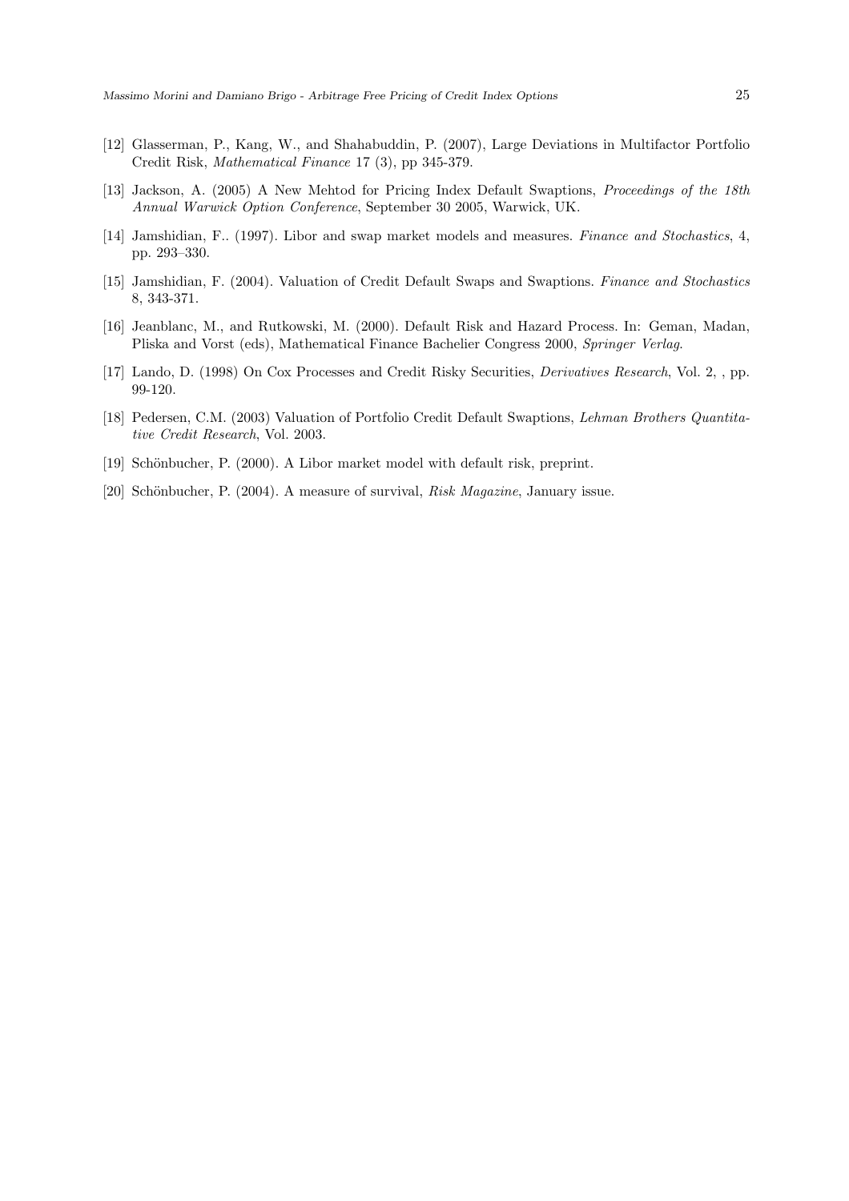[12] Glasserman, P., Kang, W., and Shahabuddin, P. (2007), Large Deviations in Multifactor Portfolio Credit Risk, *Mathematical Finance* 17 (3), pp 345-379.

[13] Jackson, A. (2005) A New Mehtod for Pricing Index Default Swaptions, *Proceedings of the 18th Annual Warwick Option Conference*, September 30 2005, Warwick, UK.

[14] Jamshidian, F.. (1997). Libor and swap market models and measures. *Finance and Stochastics*, 4, pp. 293–330.

[15] Jamshidian, F. (2004). Valuation of Credit Default Swaps and Swaptions. *Finance and Stochastics* 8, 343-371.

[16] Jeanblanc, M., and Rutkowski, M. (2000). Default Risk and Hazard Process. In: Geman, Madan, Pliska and Vorst (eds), Mathematical Finance Bachelier Congress 2000, *Springer Verlag*.

[17] Lando, D. (1998) On Cox Processes and Credit Risky Securities, *Derivatives Research*, Vol. 2, , pp. 99-120.

[18] Pedersen, C.M. (2003) Valuation of Portfolio Credit Default Swaptions, *Lehman Brothers Quantitative Credit Research*, Vol. 2003.

[19] Schönbucher, P. (2000). A Libor market model with default risk, preprint.

[20] Schönbucher, P. (2004). A measure of survival, *Risk Magazine*, January issue.